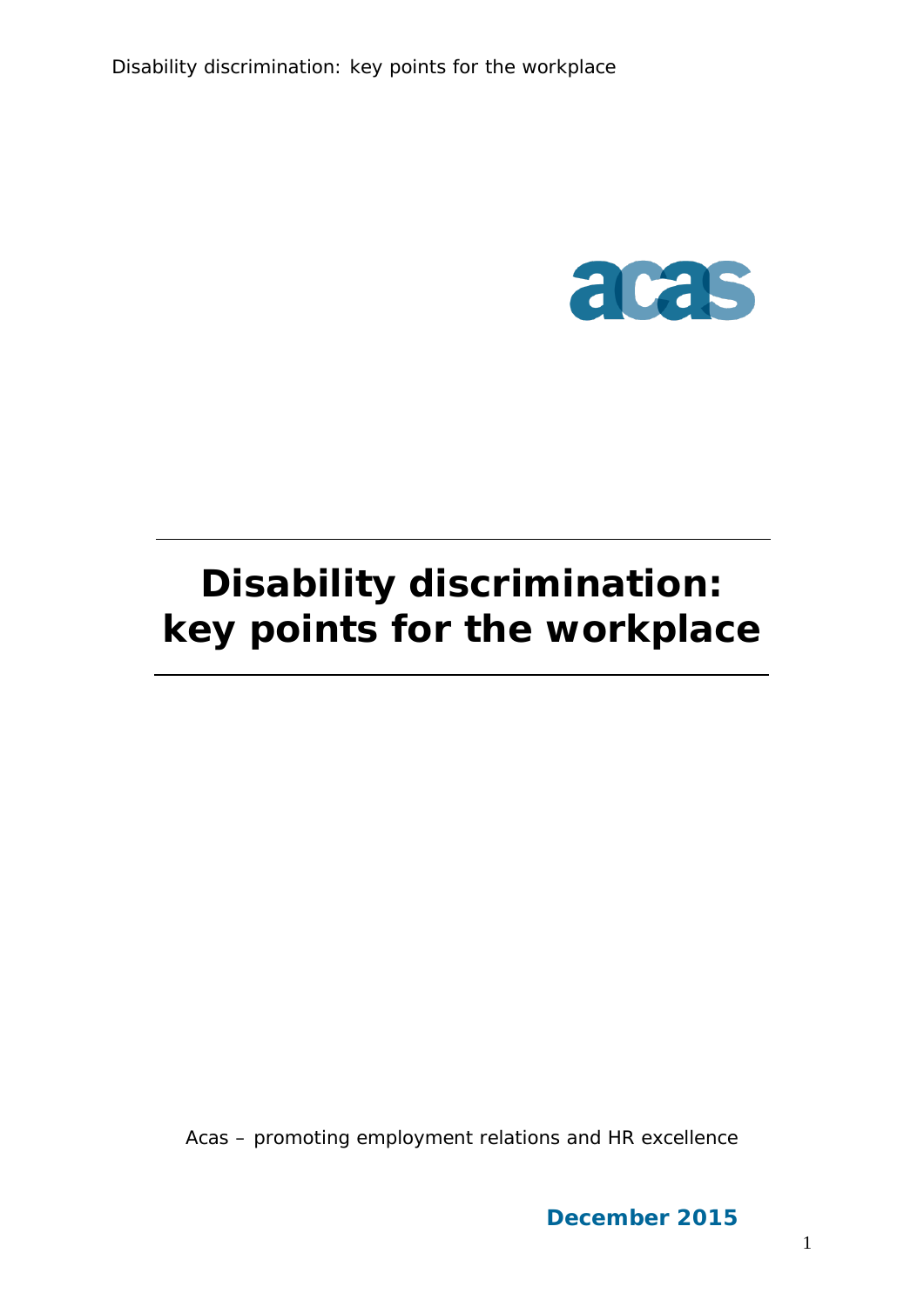# Disability discrimination: key points for the workplace

Acas – promoting employment relations and HR excellence

**December 2015**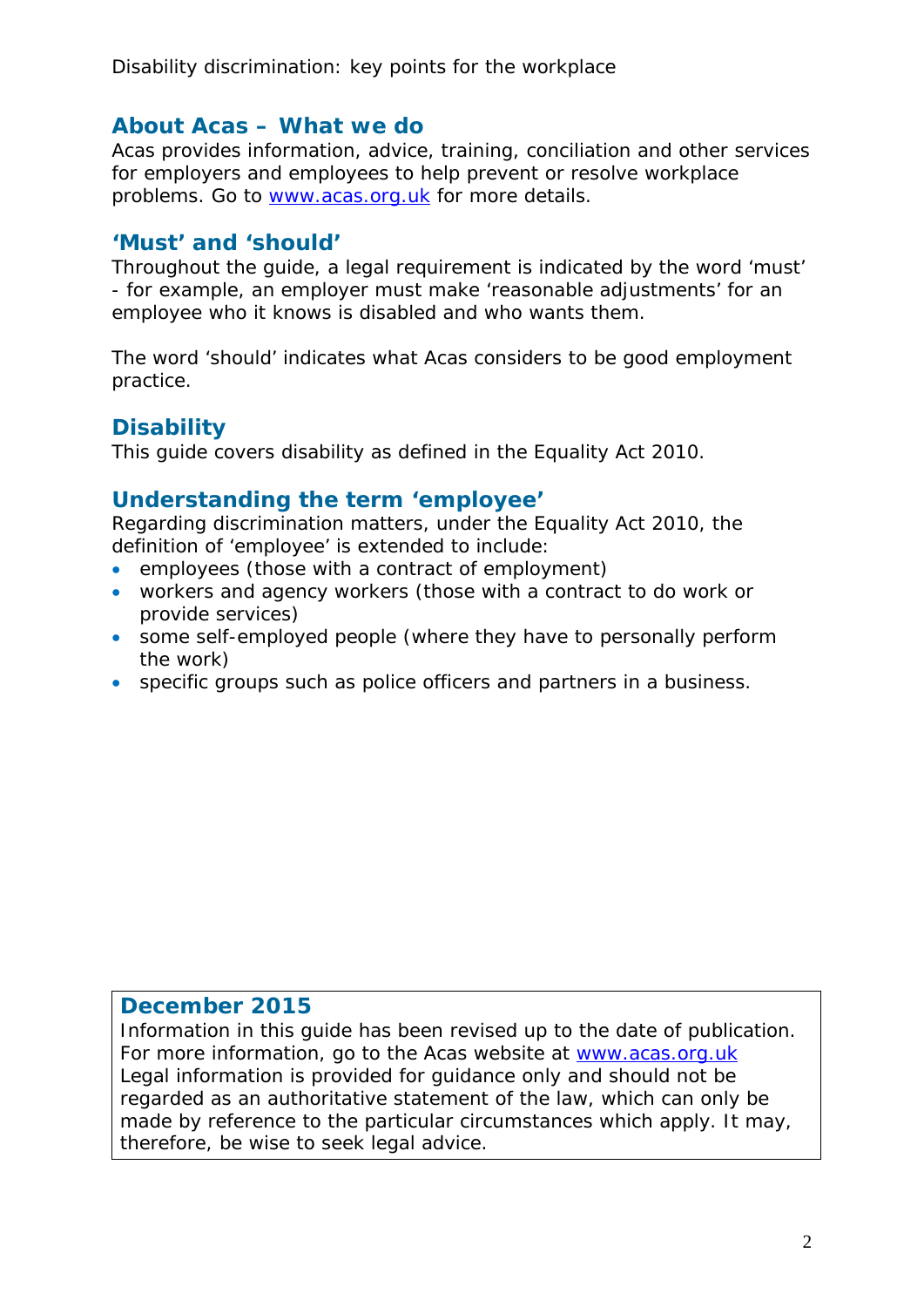## About Acas – What we do

Acas provides information, advice, training, conciliation and other services for employers and employees to help prevent or resolve workplace problems. Go to [www.acas.org.uk](http://www.acas.org.uk) for more details.

## 'Must' and 'should'

Throughout the guide, a legal requirement is indicated by the word 'must' - for example, an employer must make 'reasonable adjustments' for an employee who it knows is disabled and who wants them.

The word 'should' indicates what Acas considers to be good employment practice.

## Disability

This guide covers disability as defined in the Equality Act 2010.

## Understanding the term 'employee'

Regarding discrimination matters, under the Equality Act 2010, the definition of 'employee' is extended to include:

- employees (those with a contract of employment)
- workers and agency workers (those with a contract to do work or provide services)
- some self-employed people (where they have to personally perform the work)
- specific groups such as police officers and partners in a business.

## December 2015

Information in this guide has been revised up to the date of publication. For more information, go to the Acas website at [www.acas.org.uk](http://www.acas.org.uk)
Legal information is provided for guidance only and should not be regarded as an authoritative statement of the law, which can only be made by reference to the particular circumstances which apply. It may, therefore, be wise to seek legal advice.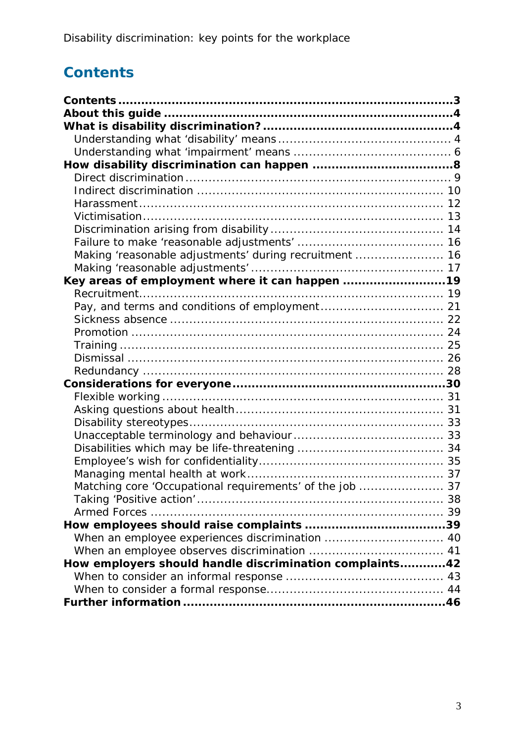## Contents

- **Contents** ... **3**
- **About this guide** ... **4**
- **What is disability discrimination?** ... **4**
  - Understanding what 'disability' means ... 4
  - Understanding what 'impairment' means ... 6
- **How disability discrimination can happen** ... **8**
  - Direct discrimination ... 9
  - Indirect discrimination ... 10
  - Harassment ... 12
  - Victimisation ... 13
  - Discrimination arising from disability ... 14
  - Failure to make 'reasonable adjustments' ... 16
  - Making 'reasonable adjustments' during recruitment ... 16
  - Making 'reasonable adjustments' ... 17
- **Key areas of employment where it can happen** ... **19**
  - Recruitment ... 19
  - Pay, and terms and conditions of employment ... 21
  - Sickness absence ... 22
  - Promotion ... 24
  - Training ... 25
  - Dismissal ... 26
  - Redundancy ... 28
- **Considerations for everyone** ... **30**
  - Flexible working ... 31
  - Asking questions about health ... 31
  - Disability stereotypes ... 33
  - Unacceptable terminology and behaviour ... 33
  - Disabilities which may be life-threatening ... 34
  - Employee's wish for confidentiality ... 35
  - Managing mental health at work ... 37
  - Matching core 'Occupational requirements' of the job ... 37
  - Taking 'Positive action' ... 38
  - Armed Forces ... 39
- **How employees should raise complaints** ... **39**
  - When an employee experiences discrimination ... 40
  - When an employee observes discrimination ... 41
- **How employers should handle discrimination complaints** ... **42**
  - When to consider an informal response ... 43
  - When to consider a formal response ... 44
- **Further information** ... **46**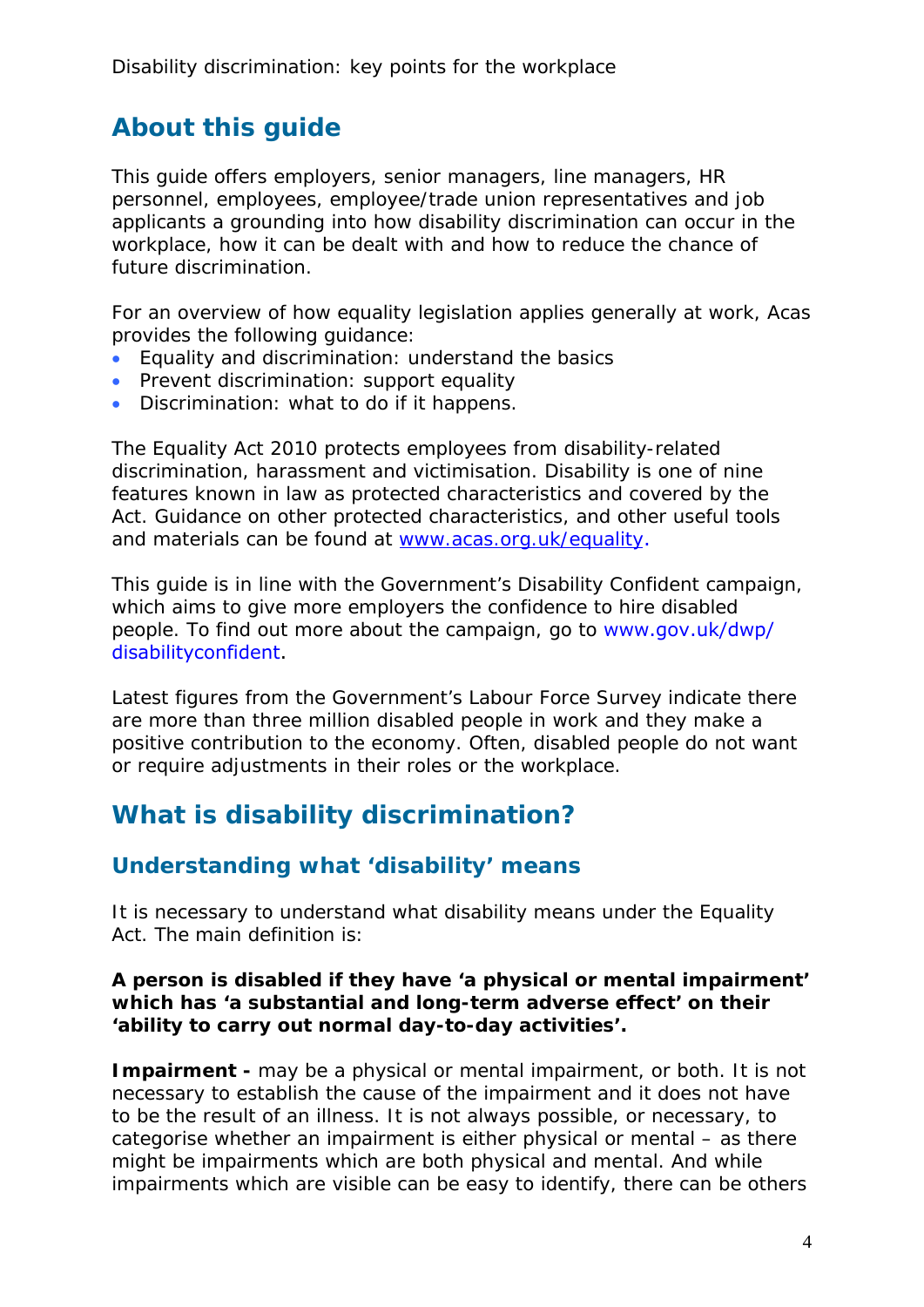## About this guide

This guide offers employers, senior managers, line managers, HR personnel, employees, employee/trade union representatives and job applicants a grounding into how disability discrimination can occur in the workplace, how it can be dealt with and how to reduce the chance of future discrimination.

For an overview of how equality legislation applies generally at work, Acas provides the following guidance:

- Equality and discrimination: understand the basics
- Prevent discrimination: support equality
- Discrimination: what to do if it happens.

The Equality Act 2010 protects employees from disability-related discrimination, harassment and victimisation. Disability is one of nine features known in law as protected characteristics and covered by the Act. Guidance on other protected characteristics, and other useful tools and materials can be found at [www.acas.org.uk/equality](http://www.acas.org.uk/equality).

This guide is in line with the Government's Disability Confident campaign, which aims to give more employers the confidence to hire disabled people. To find out more about the campaign, go to www.gov.uk/dwp/disabilityconfident.

Latest figures from the Government's Labour Force Survey indicate there are more than three million disabled people in work and they make a positive contribution to the economy. Often, disabled people do not want or require adjustments in their roles or the workplace.

## What is disability discrimination?

### Understanding what 'disability' means

It is necessary to understand what disability means under the Equality Act. The main definition is:

**A person is disabled if they have 'a physical or mental impairment' which has 'a substantial and long-term adverse effect' on their 'ability to carry out normal day-to-day activities'.**

**Impairment -** may be a physical or mental impairment, or both. It is not necessary to establish the cause of the impairment and it does not have to be the result of an illness. It is not always possible, or necessary, to categorise whether an impairment is either physical or mental – as there might be impairments which are both physical and mental. And while impairments which are visible can be easy to identify, there can be others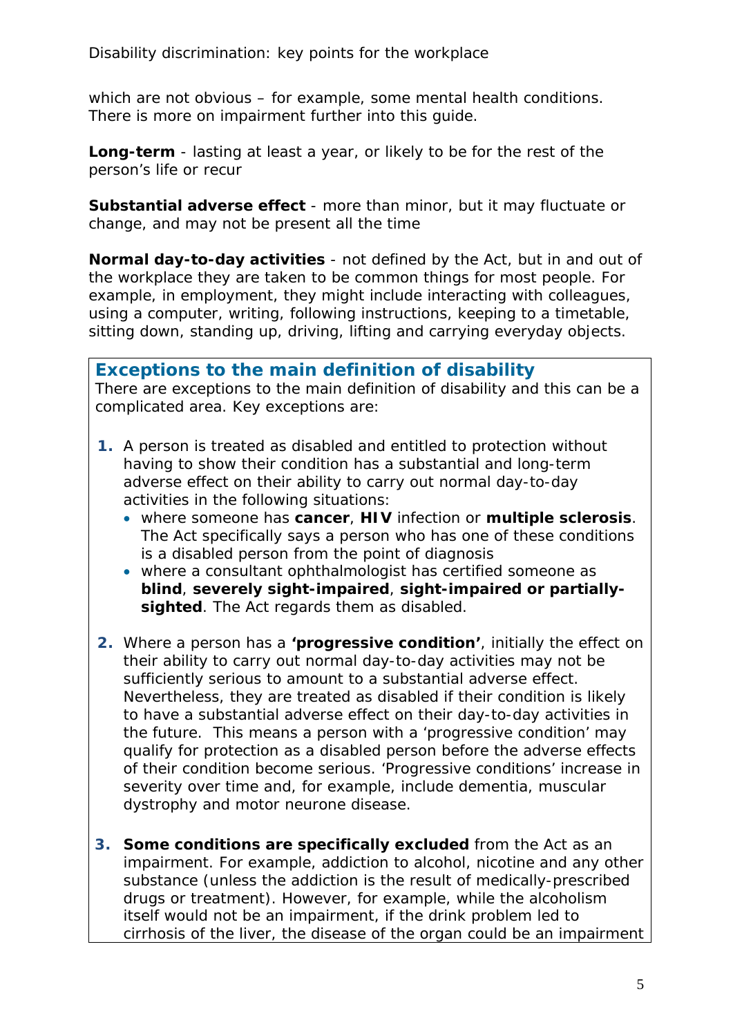which are not obvious – for example, some mental health conditions. There is more on impairment further into this guide.

**Long-term** - lasting at least a year, or likely to be for the rest of the person's life or recur

**Substantial adverse effect** - more than minor, but it may fluctuate or change, and may not be present all the time

**Normal day-to-day activities** - not defined by the Act, but in and out of the workplace they are taken to be common things for most people. For example, in employment, they might include interacting with colleagues, using a computer, writing, following instructions, keeping to a timetable, sitting down, standing up, driving, lifting and carrying everyday objects.

### Exceptions to the main definition of disability

There are exceptions to the main definition of disability and this can be a complicated area. Key exceptions are:

1. A person is treated as disabled and entitled to protection without having to show their condition has a substantial and long-term adverse effect on their ability to carry out normal day-to-day activities in the following situations:
   - where someone has **cancer**, **HIV** infection or **multiple sclerosis**. The Act specifically says a person who has one of these conditions is a disabled person from the point of diagnosis
   - where a consultant ophthalmologist has certified someone as **blind**, **severely sight-impaired**, **sight-impaired or partially-sighted**. The Act regards them as disabled.

2. Where a person has a **'progressive condition'**, initially the effect on their ability to carry out normal day-to-day activities may not be sufficiently serious to amount to a substantial adverse effect. Nevertheless, they are treated as disabled if their condition is likely to have a substantial adverse effect on their day-to-day activities in the future. This means a person with a 'progressive condition' may qualify for protection as a disabled person before the adverse effects of their condition become serious. 'Progressive conditions' increase in severity over time and, for example, include dementia, muscular dystrophy and motor neurone disease.

3. **Some conditions are specifically excluded** from the Act as an impairment. For example, addiction to alcohol, nicotine and any other substance (unless the addiction is the result of medically-prescribed drugs or treatment). However, for example, while the alcoholism itself would not be an impairment, if the drink problem led to cirrhosis of the liver, the disease of the organ could be an impairment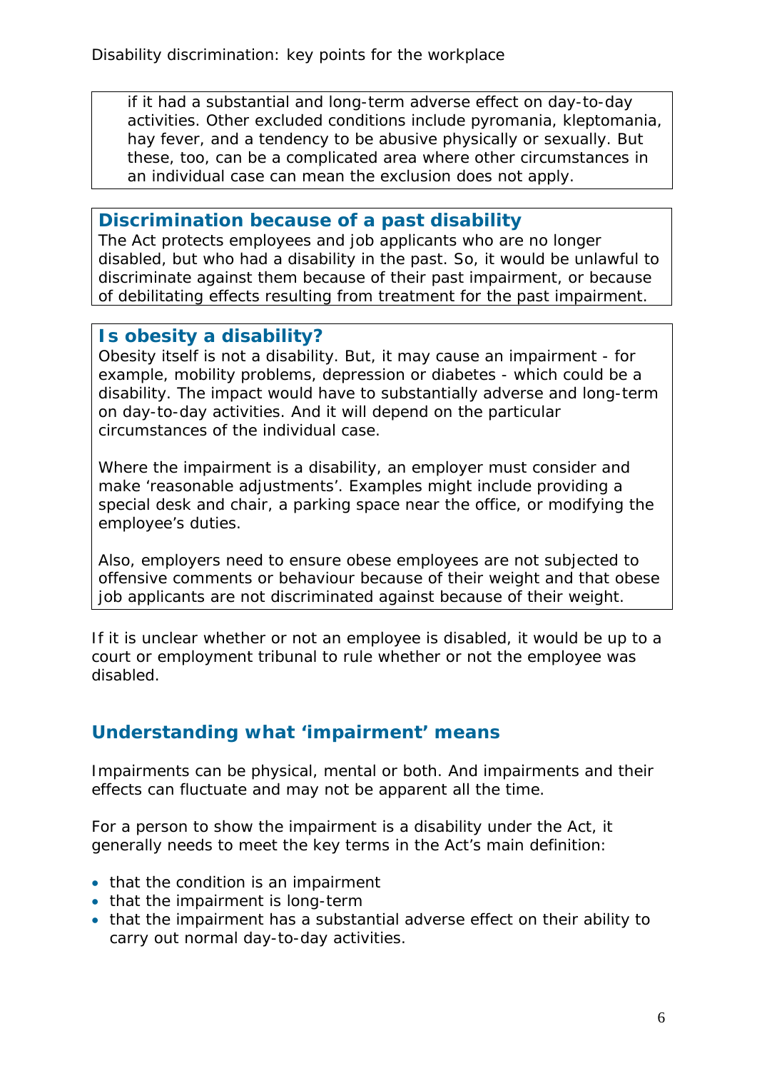if it had a substantial and long-term adverse effect on day-to-day activities. Other excluded conditions include pyromania, kleptomania, hay fever, and a tendency to be abusive physically or sexually. But these, too, can be a complicated area where other circumstances in an individual case can mean the exclusion does not apply.

### Discrimination because of a past disability

The Act protects employees and job applicants who are no longer disabled, but who had a disability in the past. So, it would be unlawful to discriminate against them because of their past impairment, or because of debilitating effects resulting from treatment for the past impairment.

### Is obesity a disability?

Obesity itself is not a disability. But, it may cause an impairment - for example, mobility problems, depression or diabetes - which could be a disability. The impact would have to substantially adverse and long-term on day-to-day activities. And it will depend on the particular circumstances of the individual case.

Where the impairment is a disability, an employer must consider and make ‘reasonable adjustments’. Examples might include providing a special desk and chair, a parking space near the office, or modifying the employee’s duties.

Also, employers need to ensure obese employees are not subjected to offensive comments or behaviour because of their weight and that obese job applicants are not discriminated against because of their weight.

If it is unclear whether or not an employee is disabled, it would be up to a court or employment tribunal to rule whether or not the employee was disabled.

## Understanding what ‘impairment’ means

Impairments can be physical, mental or both. And impairments and their effects can fluctuate and may not be apparent all the time.

For a person to show the impairment is a disability under the Act, it generally needs to meet the key terms in the Act’s main definition:

- that the condition is an impairment
- that the impairment is long-term
- that the impairment has a substantial adverse effect on their ability to carry out normal day-to-day activities.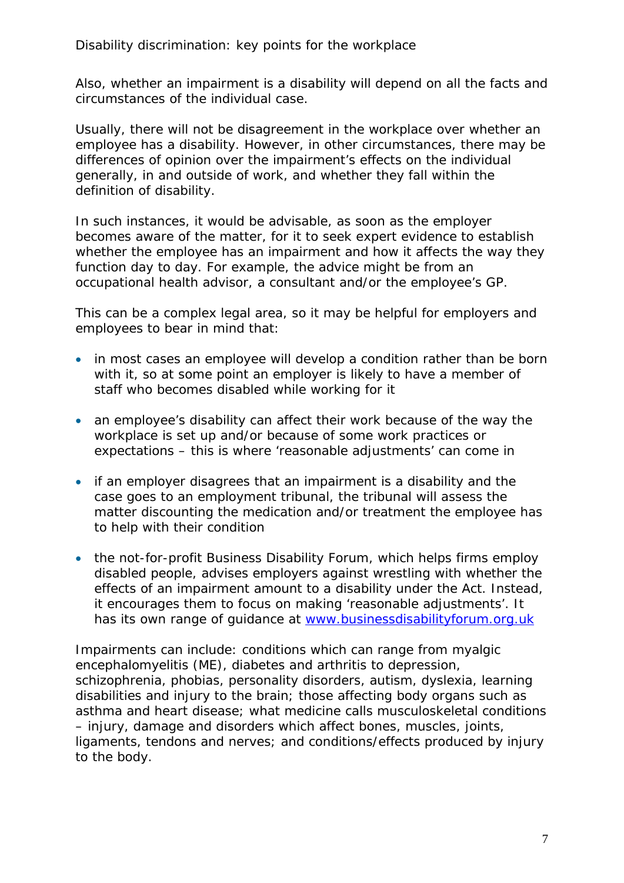Also, whether an impairment is a disability will depend on all the facts and circumstances of the individual case.

Usually, there will not be disagreement in the workplace over whether an employee has a disability. However, in other circumstances, there may be differences of opinion over the impairment's effects on the individual generally, in and outside of work, and whether they fall within the definition of disability.

In such instances, it would be advisable, as soon as the employer becomes aware of the matter, for it to seek expert evidence to establish whether the employee has an impairment and how it affects the way they function day to day. For example, the advice might be from an occupational health advisor, a consultant and/or the employee's GP.

This can be a complex legal area, so it may be helpful for employers and employees to bear in mind that:

- in most cases an employee will develop a condition rather than be born with it, so at some point an employer is likely to have a member of staff who becomes disabled while working for it
- an employee's disability can affect their work because of the way the workplace is set up and/or because of some work practices or expectations – this is where 'reasonable adjustments' can come in
- if an employer disagrees that an impairment is a disability and the case goes to an employment tribunal, the tribunal will assess the matter discounting the medication and/or treatment the employee has to help with their condition
- the not-for-profit Business Disability Forum, which helps firms employ disabled people, advises employers against wrestling with whether the effects of an impairment amount to a disability under the Act. Instead, it encourages them to focus on making 'reasonable adjustments'. It has its own range of guidance at [www.businessdisabilityforum.org.uk](http://www.businessdisabilityforum.org.uk)

Impairments can include: conditions which can range from myalgic encephalomyelitis (ME), diabetes and arthritis to depression, schizophrenia, phobias, personality disorders, autism, dyslexia, learning disabilities and injury to the brain; those affecting body organs such as asthma and heart disease; what medicine calls musculoskeletal conditions – injury, damage and disorders which affect bones, muscles, joints, ligaments, tendons and nerves; and conditions/effects produced by injury to the body.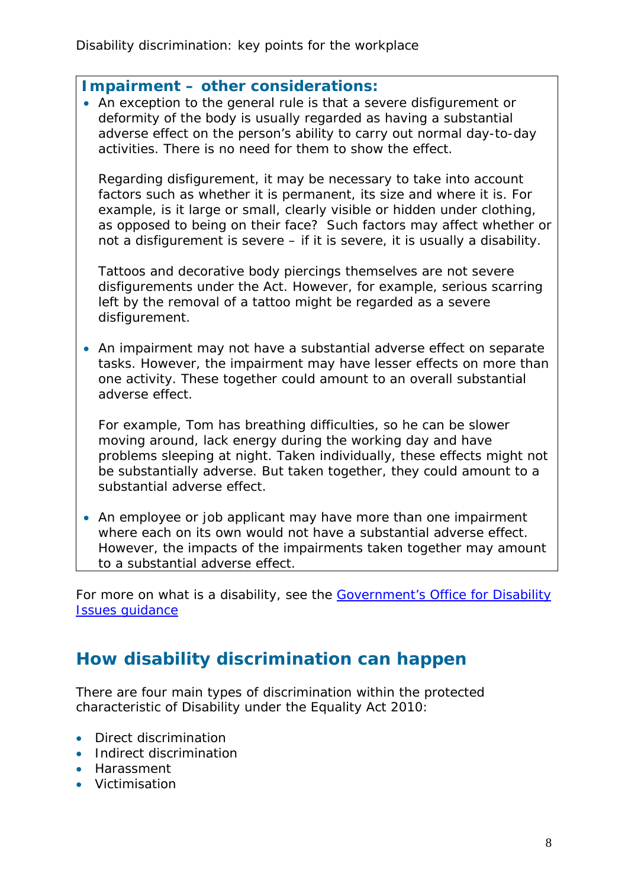### Impairment – other considerations:

- An exception to the general rule is that a severe disfigurement or deformity of the body is usually regarded as having a substantial adverse effect on the person's ability to carry out normal day-to-day activities. There is no need for them to show the effect.

  Regarding disfigurement, it may be necessary to take into account factors such as whether it is permanent, its size and where it is. For example, is it large or small, clearly visible or hidden under clothing, as opposed to being on their face? Such factors may affect whether or not a disfigurement is severe – if it is severe, it is usually a disability.

  Tattoos and decorative body piercings themselves are not severe disfigurements under the Act. However, for example, serious scarring left by the removal of a tattoo might be regarded as a severe disfigurement.

- An impairment may not have a substantial adverse effect on separate tasks. However, the impairment may have lesser effects on more than one activity. These together could amount to an overall substantial adverse effect.

  For example, Tom has breathing difficulties, so he can be slower moving around, lack energy during the working day and have problems sleeping at night. Taken individually, these effects might not be substantially adverse. But taken together, they could amount to a substantial adverse effect.

- An employee or job applicant may have more than one impairment where each on its own would not have a substantial adverse effect. However, the impacts of the impairments taken together may amount to a substantial adverse effect.

For more on what is a disability, see the [Government's Office for Disability Issues guidance]

## How disability discrimination can happen

There are four main types of discrimination within the protected characteristic of Disability under the Equality Act 2010:

- Direct discrimination
- Indirect discrimination
- Harassment
- Victimisation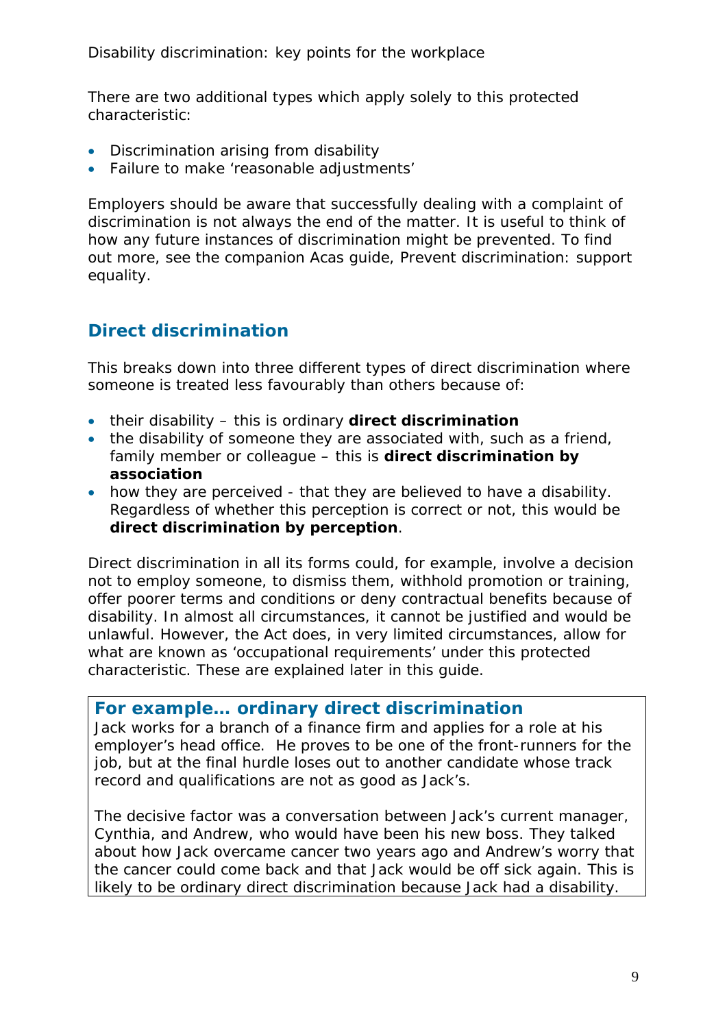There are two additional types which apply solely to this protected characteristic:

- Discrimination arising from disability
- Failure to make 'reasonable adjustments'

Employers should be aware that successfully dealing with a complaint of discrimination is not always the end of the matter. It is useful to think of how any future instances of discrimination might be prevented. To find out more, see the companion Acas guide, Prevent discrimination: support equality.

## Direct discrimination

This breaks down into three different types of direct discrimination where someone is treated less favourably than others because of:

- their disability – this is ordinary **direct discrimination**
- the disability of someone they are associated with, such as a friend, family member or colleague – this is **direct discrimination by association**
- how they are perceived - that they are believed to have a disability. Regardless of whether this perception is correct or not, this would be **direct discrimination by perception**.

Direct discrimination in all its forms could, for example, involve a decision not to employ someone, to dismiss them, withhold promotion or training, offer poorer terms and conditions or deny contractual benefits because of disability. In almost all circumstances, it cannot be justified and would be unlawful. However, the Act does, in very limited circumstances, allow for what are known as 'occupational requirements' under this protected characteristic. These are explained later in this guide.

### For example… ordinary direct discrimination

Jack works for a branch of a finance firm and applies for a role at his employer's head office. He proves to be one of the front-runners for the job, but at the final hurdle loses out to another candidate whose track record and qualifications are not as good as Jack's.

The decisive factor was a conversation between Jack's current manager, Cynthia, and Andrew, who would have been his new boss. They talked about how Jack overcame cancer two years ago and Andrew's worry that the cancer could come back and that Jack would be off sick again. This is likely to be ordinary direct discrimination because Jack had a disability.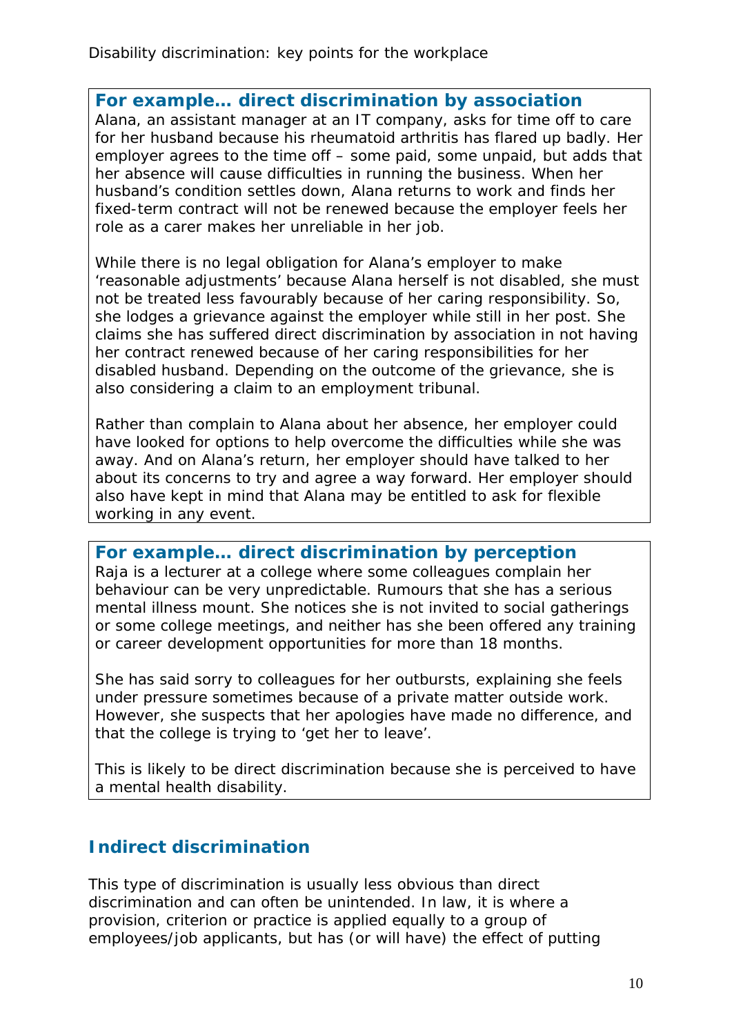### For example… direct discrimination by association

Alana, an assistant manager at an IT company, asks for time off to care for her husband because his rheumatoid arthritis has flared up badly. Her employer agrees to the time off – some paid, some unpaid, but adds that her absence will cause difficulties in running the business. When her husband's condition settles down, Alana returns to work and finds her fixed-term contract will not be renewed because the employer feels her role as a carer makes her unreliable in her job.

While there is no legal obligation for Alana's employer to make 'reasonable adjustments' because Alana herself is not disabled, she must not be treated less favourably because of her caring responsibility. So, she lodges a grievance against the employer while still in her post. She claims she has suffered direct discrimination by association in not having her contract renewed because of her caring responsibilities for her disabled husband. Depending on the outcome of the grievance, she is also considering a claim to an employment tribunal.

Rather than complain to Alana about her absence, her employer could have looked for options to help overcome the difficulties while she was away. And on Alana's return, her employer should have talked to her about its concerns to try and agree a way forward. Her employer should also have kept in mind that Alana may be entitled to ask for flexible working in any event.

### For example… direct discrimination by perception

Raja is a lecturer at a college where some colleagues complain her behaviour can be very unpredictable. Rumours that she has a serious mental illness mount. She notices she is not invited to social gatherings or some college meetings, and neither has she been offered any training or career development opportunities for more than 18 months.

She has said sorry to colleagues for her outbursts, explaining she feels under pressure sometimes because of a private matter outside work. However, she suspects that her apologies have made no difference, and that the college is trying to 'get her to leave'.

This is likely to be direct discrimination because she is perceived to have a mental health disability.

## Indirect discrimination

This type of discrimination is usually less obvious than direct discrimination and can often be unintended. In law, it is where a provision, criterion or practice is applied equally to a group of employees/job applicants, but has (or will have) the effect of putting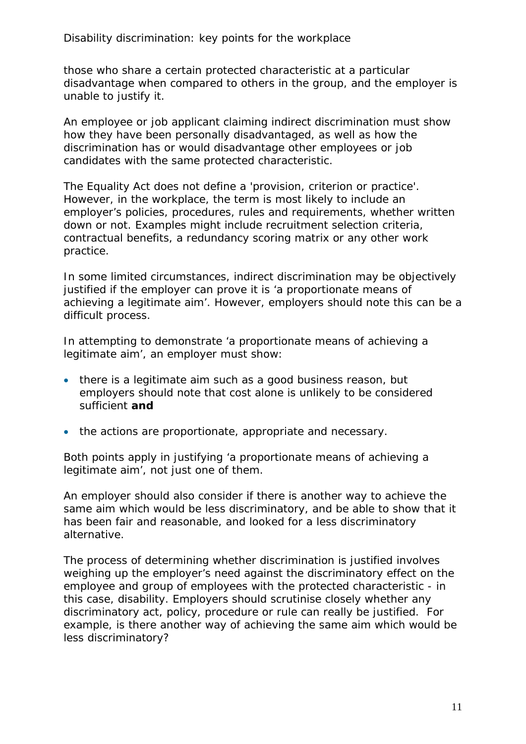those who share a certain protected characteristic at a particular disadvantage when compared to others in the group, and the employer is unable to justify it.

An employee or job applicant claiming indirect discrimination must show how they have been personally disadvantaged, as well as how the discrimination has or would disadvantage other employees or job candidates with the same protected characteristic.

The Equality Act does not define a 'provision, criterion or practice'. However, in the workplace, the term is most likely to include an employer's policies, procedures, rules and requirements, whether written down or not. Examples might include recruitment selection criteria, contractual benefits, a redundancy scoring matrix or any other work practice.

In some limited circumstances, indirect discrimination may be objectively justified if the employer can prove it is 'a proportionate means of achieving a legitimate aim'. However, employers should note this can be a difficult process.

In attempting to demonstrate 'a proportionate means of achieving a legitimate aim', an employer must show:

- there is a legitimate aim such as a good business reason, but employers should note that cost alone is unlikely to be considered sufficient **and**
- the actions are proportionate, appropriate and necessary.

Both points apply in justifying 'a proportionate means of achieving a legitimate aim', not just one of them.

An employer should also consider if there is another way to achieve the same aim which would be less discriminatory, and be able to show that it has been fair and reasonable, and looked for a less discriminatory alternative.

The process of determining whether discrimination is justified involves weighing up the employer's need against the discriminatory effect on the employee and group of employees with the protected characteristic - in this case, disability. Employers should scrutinise closely whether any discriminatory act, policy, procedure or rule can really be justified. For example, is there another way of achieving the same aim which would be less discriminatory?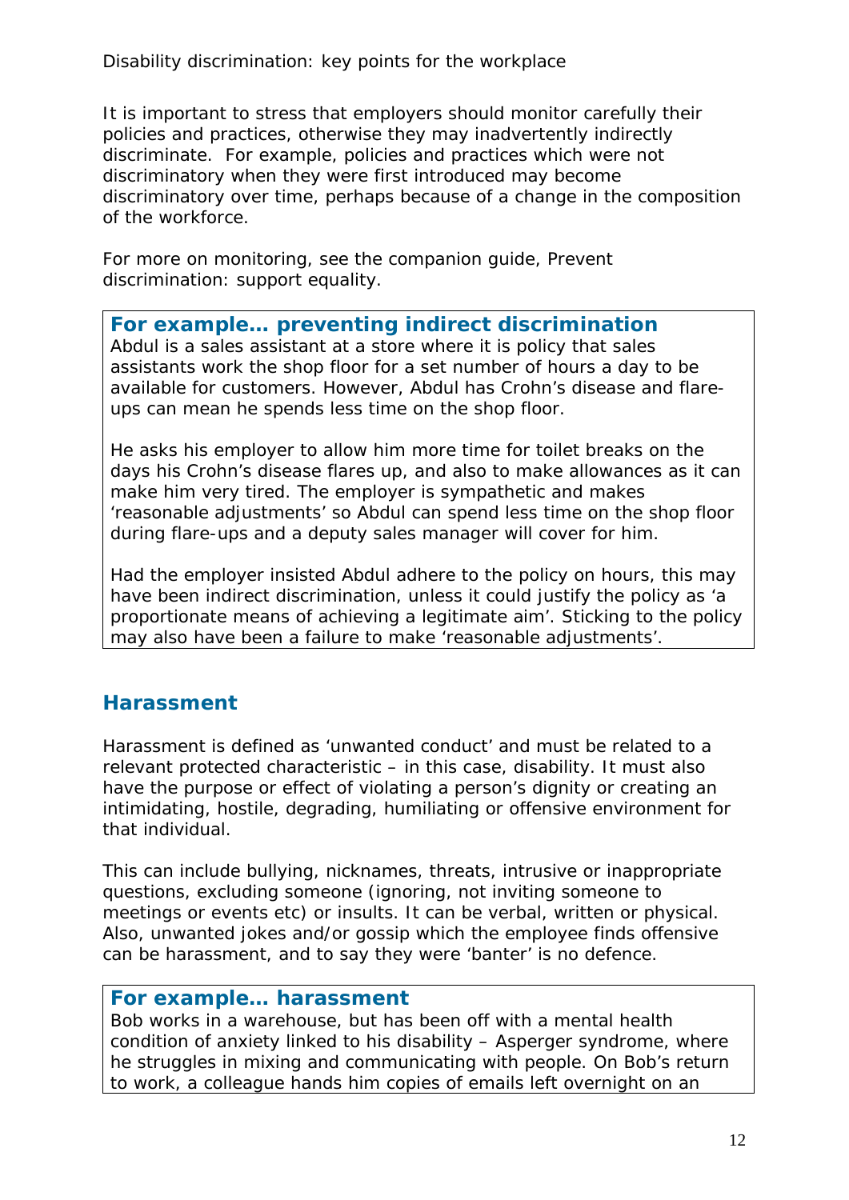It is important to stress that employers should monitor carefully their policies and practices, otherwise they may inadvertently indirectly discriminate. For example, policies and practices which were not discriminatory when they were first introduced may become discriminatory over time, perhaps because of a change in the composition of the workforce.

For more on monitoring, see the companion guide, Prevent discrimination: support equality.

### For example… preventing indirect discrimination

Abdul is a sales assistant at a store where it is policy that sales assistants work the shop floor for a set number of hours a day to be available for customers. However, Abdul has Crohn's disease and flare-ups can mean he spends less time on the shop floor.

He asks his employer to allow him more time for toilet breaks on the days his Crohn's disease flares up, and also to make allowances as it can make him very tired. The employer is sympathetic and makes 'reasonable adjustments' so Abdul can spend less time on the shop floor during flare-ups and a deputy sales manager will cover for him.

Had the employer insisted Abdul adhere to the policy on hours, this may have been indirect discrimination, unless it could justify the policy as 'a proportionate means of achieving a legitimate aim'. Sticking to the policy may also have been a failure to make 'reasonable adjustments'.

## Harassment

Harassment is defined as 'unwanted conduct' and must be related to a relevant protected characteristic – in this case, disability. It must also have the purpose or effect of violating a person's dignity or creating an intimidating, hostile, degrading, humiliating or offensive environment for that individual.

This can include bullying, nicknames, threats, intrusive or inappropriate questions, excluding someone (ignoring, not inviting someone to meetings or events etc) or insults. It can be verbal, written or physical. Also, unwanted jokes and/or gossip which the employee finds offensive can be harassment, and to say they were 'banter' is no defence.

### For example… harassment

Bob works in a warehouse, but has been off with a mental health condition of anxiety linked to his disability – Asperger syndrome, where he struggles in mixing and communicating with people. On Bob's return to work, a colleague hands him copies of emails left overnight on an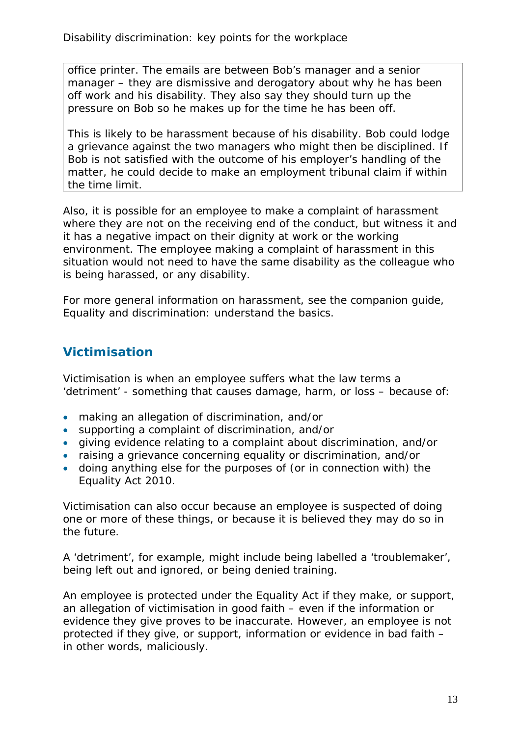office printer. The emails are between Bob's manager and a senior manager – they are dismissive and derogatory about why he has been off work and his disability. They also say they should turn up the pressure on Bob so he makes up for the time he has been off.

This is likely to be harassment because of his disability. Bob could lodge a grievance against the two managers who might then be disciplined. If Bob is not satisfied with the outcome of his employer's handling of the matter, he could decide to make an employment tribunal claim if within the time limit.

Also, it is possible for an employee to make a complaint of harassment where they are not on the receiving end of the conduct, but witness it and it has a negative impact on their dignity at work or the working environment. The employee making a complaint of harassment in this situation would not need to have the same disability as the colleague who is being harassed, or any disability.

For more general information on harassment, see the companion guide, Equality and discrimination: understand the basics.

## Victimisation

Victimisation is when an employee suffers what the law terms a 'detriment' - something that causes damage, harm, or loss – because of:

- making an allegation of discrimination, and/or
- supporting a complaint of discrimination, and/or
- giving evidence relating to a complaint about discrimination, and/or
- raising a grievance concerning equality or discrimination, and/or
- doing anything else for the purposes of (or in connection with) the Equality Act 2010.

Victimisation can also occur because an employee is suspected of doing one or more of these things, or because it is believed they may do so in the future.

A 'detriment', for example, might include being labelled a 'troublemaker', being left out and ignored, or being denied training.

An employee is protected under the Equality Act if they make, or support, an allegation of victimisation in good faith – even if the information or evidence they give proves to be inaccurate. However, an employee is not protected if they give, or support, information or evidence in bad faith – in other words, maliciously.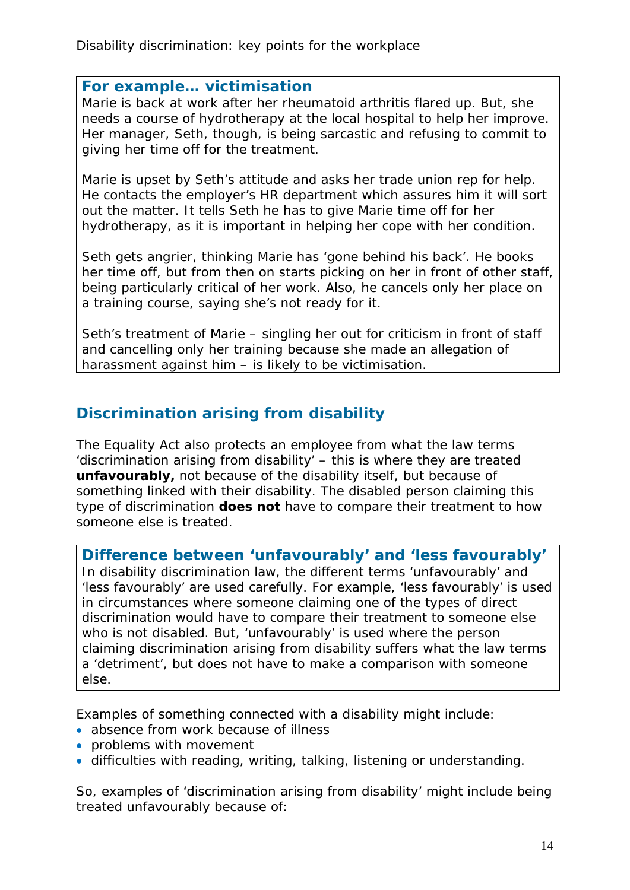### For example… victimisation

Marie is back at work after her rheumatoid arthritis flared up. But, she needs a course of hydrotherapy at the local hospital to help her improve. Her manager, Seth, though, is being sarcastic and refusing to commit to giving her time off for the treatment.

Marie is upset by Seth's attitude and asks her trade union rep for help. He contacts the employer's HR department which assures him it will sort out the matter. It tells Seth he has to give Marie time off for her hydrotherapy, as it is important in helping her cope with her condition.

Seth gets angrier, thinking Marie has 'gone behind his back'. He books her time off, but from then on starts picking on her in front of other staff, being particularly critical of her work. Also, he cancels only her place on a training course, saying she's not ready for it.

Seth's treatment of Marie – singling her out for criticism in front of staff and cancelling only her training because she made an allegation of harassment against him – is likely to be victimisation.

## Discrimination arising from disability

The Equality Act also protects an employee from what the law terms 'discrimination arising from disability' – this is where they are treated **unfavourably,** not because of the disability itself, but because of something linked with their disability. The disabled person claiming this type of discrimination **does not** have to compare their treatment to how someone else is treated.

### Difference between 'unfavourably' and 'less favourably'

In disability discrimination law, the different terms 'unfavourably' and 'less favourably' are used carefully. For example, 'less favourably' is used in circumstances where someone claiming one of the types of direct discrimination would have to compare their treatment to someone else who is not disabled. But, 'unfavourably' is used where the person claiming discrimination arising from disability suffers what the law terms a 'detriment', but does not have to make a comparison with someone else.

Examples of something connected with a disability might include:

- absence from work because of illness
- problems with movement
- difficulties with reading, writing, talking, listening or understanding.

So, examples of 'discrimination arising from disability' might include being treated unfavourably because of: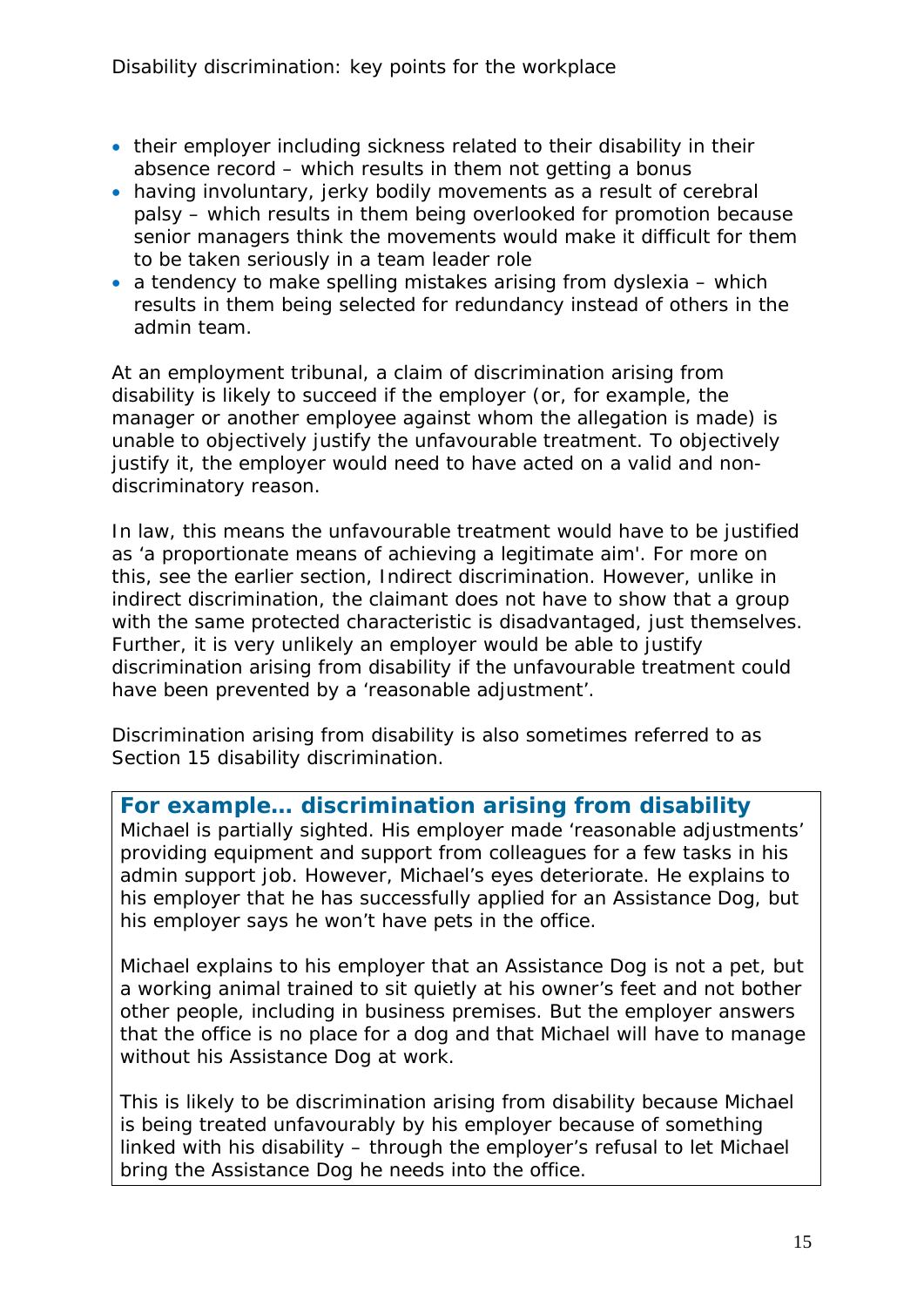- their employer including sickness related to their disability in their absence record – which results in them not getting a bonus
- having involuntary, jerky bodily movements as a result of cerebral palsy – which results in them being overlooked for promotion because senior managers think the movements would make it difficult for them to be taken seriously in a team leader role
- a tendency to make spelling mistakes arising from dyslexia – which results in them being selected for redundancy instead of others in the admin team.

At an employment tribunal, a claim of discrimination arising from disability is likely to succeed if the employer (or, for example, the manager or another employee against whom the allegation is made) is unable to objectively justify the unfavourable treatment. To objectively justify it, the employer would need to have acted on a valid and non-discriminatory reason.

In law, this means the unfavourable treatment would have to be justified as 'a proportionate means of achieving a legitimate aim'. For more on this, see the earlier section, Indirect discrimination. However, unlike in indirect discrimination, the claimant does not have to show that a group with the same protected characteristic is disadvantaged, just themselves. Further, it is very unlikely an employer would be able to justify discrimination arising from disability if the unfavourable treatment could have been prevented by a 'reasonable adjustment'.

Discrimination arising from disability is also sometimes referred to as Section 15 disability discrimination.

### For example… discrimination arising from disability

Michael is partially sighted. His employer made 'reasonable adjustments' providing equipment and support from colleagues for a few tasks in his admin support job. However, Michael's eyes deteriorate. He explains to his employer that he has successfully applied for an Assistance Dog, but his employer says he won't have pets in the office.

Michael explains to his employer that an Assistance Dog is not a pet, but a working animal trained to sit quietly at his owner's feet and not bother other people, including in business premises. But the employer answers that the office is no place for a dog and that Michael will have to manage without his Assistance Dog at work.

This is likely to be discrimination arising from disability because Michael is being treated unfavourably by his employer because of something linked with his disability – through the employer's refusal to let Michael bring the Assistance Dog he needs into the office.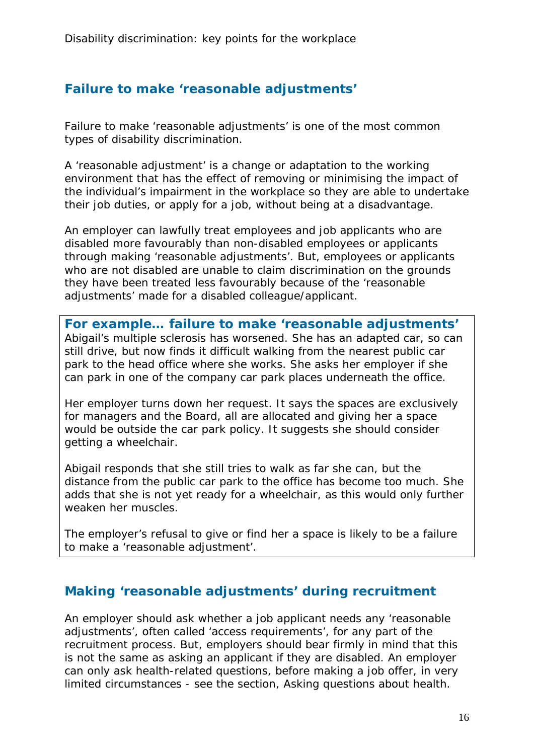## Failure to make 'reasonable adjustments'

Failure to make 'reasonable adjustments' is one of the most common types of disability discrimination.

A 'reasonable adjustment' is a change or adaptation to the working environment that has the effect of removing or minimising the impact of the individual's impairment in the workplace so they are able to undertake their job duties, or apply for a job, without being at a disadvantage.

An employer can lawfully treat employees and job applicants who are disabled more favourably than non-disabled employees or applicants through making 'reasonable adjustments'. But, employees or applicants who are not disabled are unable to claim discrimination on the grounds they have been treated less favourably because of the 'reasonable adjustments' made for a disabled colleague/applicant.

> **For example… failure to make 'reasonable adjustments'**
>
> Abigail's multiple sclerosis has worsened. She has an adapted car, so can still drive, but now finds it difficult walking from the nearest public car park to the head office where she works. She asks her employer if she can park in one of the company car park places underneath the office.
>
> Her employer turns down her request. It says the spaces are exclusively for managers and the Board, all are allocated and giving her a space would be outside the car park policy. It suggests she should consider getting a wheelchair.
>
> Abigail responds that she still tries to walk as far she can, but the distance from the public car park to the office has become too much. She adds that she is not yet ready for a wheelchair, as this would only further weaken her muscles.
>
> The employer's refusal to give or find her a space is likely to be a failure to make a 'reasonable adjustment'.

## Making 'reasonable adjustments' during recruitment

An employer should ask whether a job applicant needs any 'reasonable adjustments', often called 'access requirements', for any part of the recruitment process. But, employers should bear firmly in mind that this is not the same as asking an applicant if they are disabled. An employer can only ask health-related questions, before making a job offer, in very limited circumstances - see the section, Asking questions about health.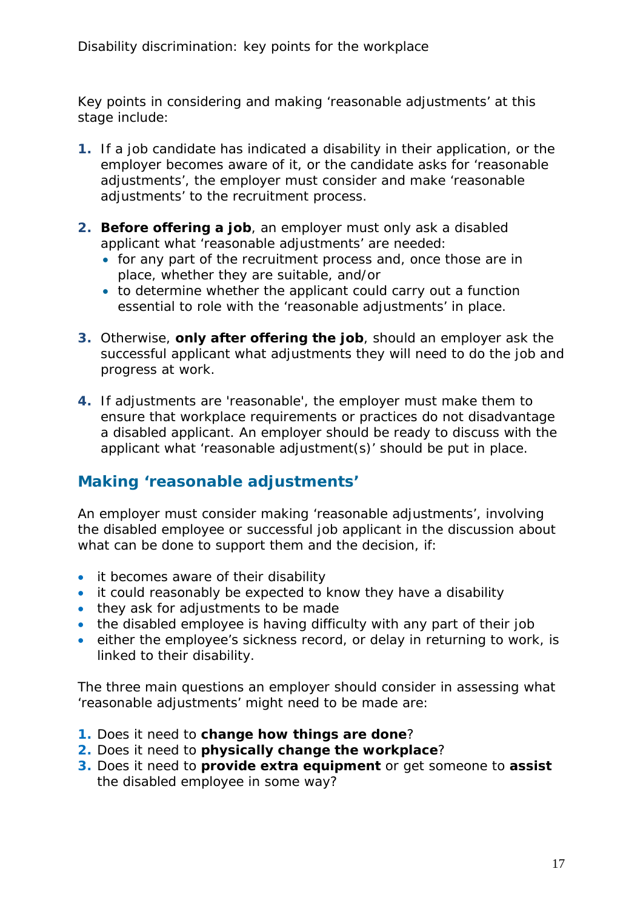Key points in considering and making ‘reasonable adjustments’ at this stage include:

1. If a job candidate has indicated a disability in their application, or the employer becomes aware of it, or the candidate asks for ‘reasonable adjustments’, the employer must consider and make ‘reasonable adjustments’ to the recruitment process.

2. **Before offering a job**, an employer must only ask a disabled applicant what ‘reasonable adjustments’ are needed:
   - for any part of the recruitment process and, once those are in place, whether they are suitable, and/or
   - to determine whether the applicant could carry out a function essential to role with the ‘reasonable adjustments’ in place.

3. Otherwise, **only after offering the job**, should an employer ask the successful applicant what adjustments they will need to do the job and progress at work.

4. If adjustments are 'reasonable', the employer must make them to ensure that workplace requirements or practices do not disadvantage a disabled applicant. An employer should be ready to discuss with the applicant what ‘reasonable adjustment(s)’ should be put in place.

## Making ‘reasonable adjustments’

An employer must consider making ‘reasonable adjustments’, involving the disabled employee or successful job applicant in the discussion about what can be done to support them and the decision, if:

- it becomes aware of their disability
- it could reasonably be expected to know they have a disability
- they ask for adjustments to be made
- the disabled employee is having difficulty with any part of their job
- either the employee’s sickness record, or delay in returning to work, is linked to their disability.

The three main questions an employer should consider in assessing what ‘reasonable adjustments’ might need to be made are:

1. Does it need to **change how things are done**?
2. Does it need to **physically change the workplace**?
3. Does it need to **provide extra equipment** or get someone to **assist** the disabled employee in some way?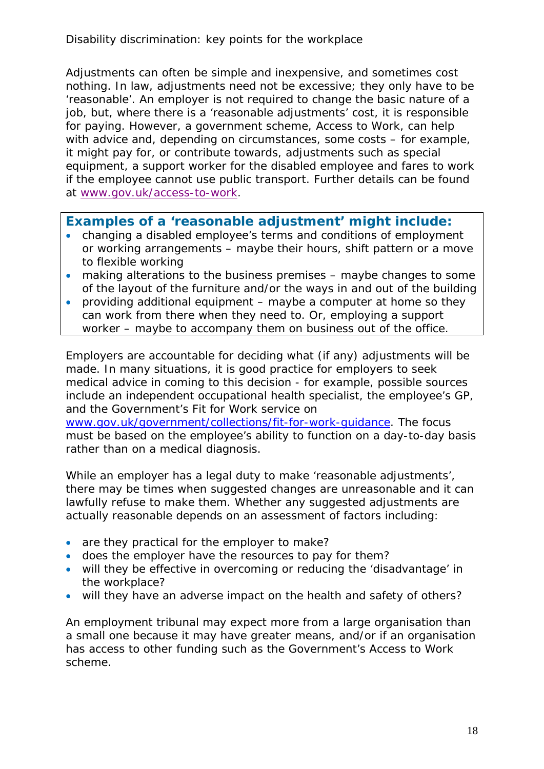Adjustments can often be simple and inexpensive, and sometimes cost nothing. In law, adjustments need not be excessive; they only have to be 'reasonable'. An employer is not required to change the basic nature of a job, but, where there is a 'reasonable adjustments' cost, it is responsible for paying. However, a government scheme, Access to Work, can help with advice and, depending on circumstances, some costs – for example, it might pay for, or contribute towards, adjustments such as special equipment, a support worker for the disabled employee and fares to work if the employee cannot use public transport. Further details can be found at www.gov.uk/access-to-work.

### Examples of a 'reasonable adjustment' might include:

- changing a disabled employee's terms and conditions of employment or working arrangements – maybe their hours, shift pattern or a move to flexible working
- making alterations to the business premises – maybe changes to some of the layout of the furniture and/or the ways in and out of the building
- providing additional equipment – maybe a computer at home so they can work from there when they need to. Or, employing a support worker – maybe to accompany them on business out of the office.

Employers are accountable for deciding what (if any) adjustments will be made. In many situations, it is good practice for employers to seek medical advice in coming to this decision - for example, possible sources include an independent occupational health specialist, the employee's GP, and the Government's Fit for Work service on www.gov.uk/government/collections/fit-for-work-guidance. The focus must be based on the employee's ability to function on a day-to-day basis rather than on a medical diagnosis.

While an employer has a legal duty to make 'reasonable adjustments', there may be times when suggested changes are unreasonable and it can lawfully refuse to make them. Whether any suggested adjustments are actually reasonable depends on an assessment of factors including:

- are they practical for the employer to make?
- does the employer have the resources to pay for them?
- will they be effective in overcoming or reducing the 'disadvantage' in the workplace?
- will they have an adverse impact on the health and safety of others?

An employment tribunal may expect more from a large organisation than a small one because it may have greater means, and/or if an organisation has access to other funding such as the Government's Access to Work scheme.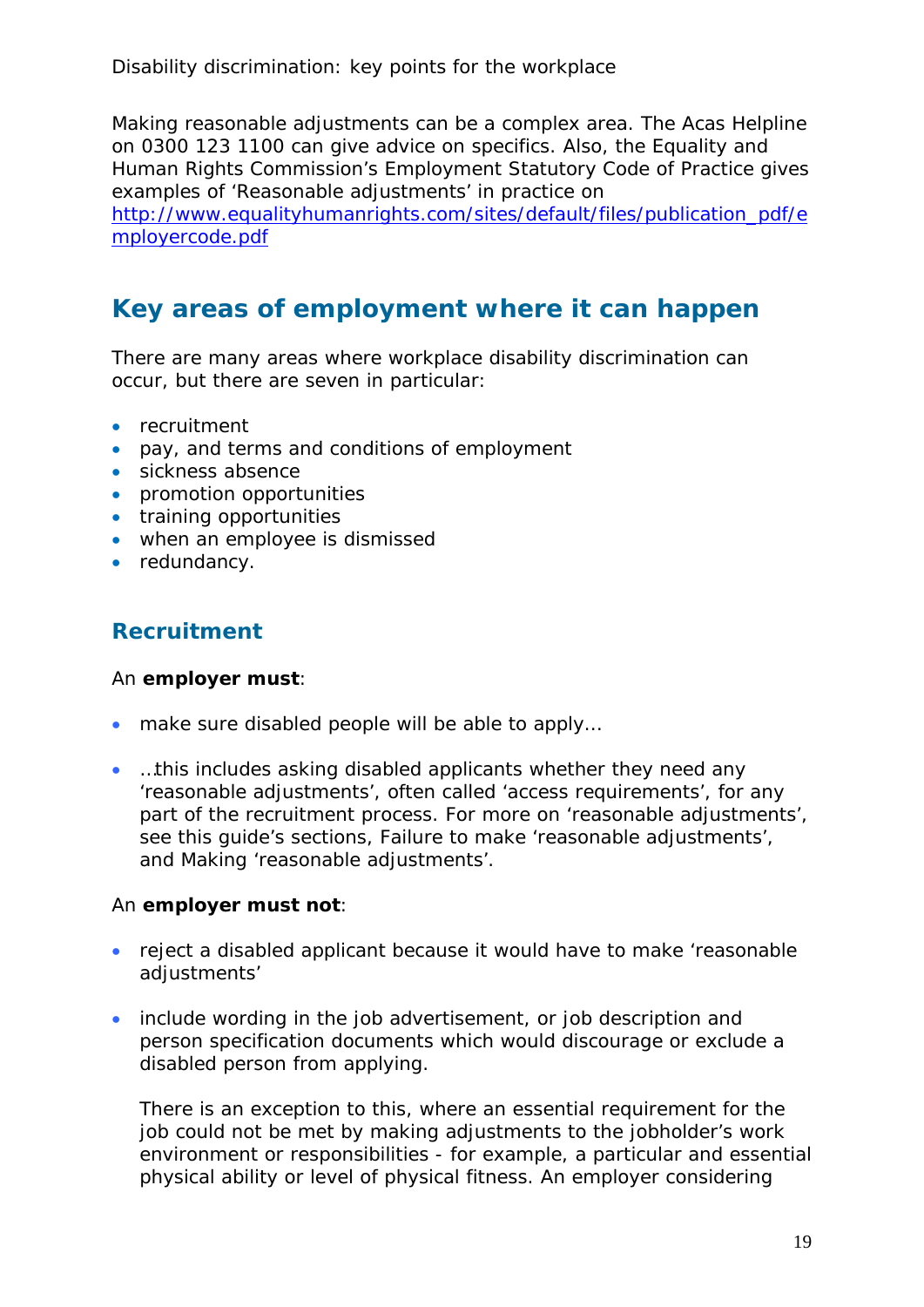Making reasonable adjustments can be a complex area. The Acas Helpline on 0300 123 1100 can give advice on specifics. Also, the Equality and Human Rights Commission's Employment Statutory Code of Practice gives examples of 'Reasonable adjustments' in practice on [http://www.equalityhumanrights.com/sites/default/files/publication_pdf/employercode.pdf](http://www.equalityhumanrights.com/sites/default/files/publication_pdf/employercode.pdf)

## Key areas of employment where it can happen

There are many areas where workplace disability discrimination can occur, but there are seven in particular:

- recruitment
- pay, and terms and conditions of employment
- sickness absence
- promotion opportunities
- training opportunities
- when an employee is dismissed
- redundancy.

### Recruitment

An **employer must**:

- make sure disabled people will be able to apply…
- …this includes asking disabled applicants whether they need any 'reasonable adjustments', often called 'access requirements', for any part of the recruitment process. For more on 'reasonable adjustments', see this guide's sections, Failure to make 'reasonable adjustments', and Making 'reasonable adjustments'.

An **employer must not**:

- reject a disabled applicant because it would have to make 'reasonable adjustments'
- include wording in the job advertisement, or job description and person specification documents which would discourage or exclude a disabled person from applying.

  There is an exception to this, where an essential requirement for the job could not be met by making adjustments to the jobholder's work environment or responsibilities - for example, a particular and essential physical ability or level of physical fitness. An employer considering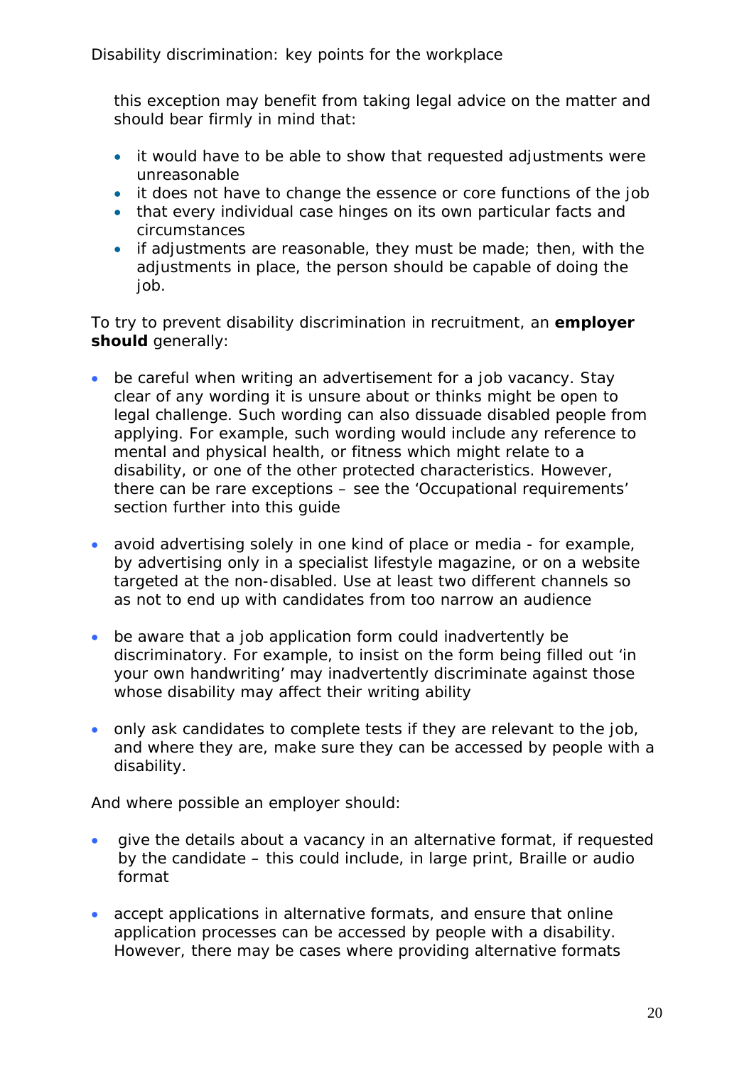this exception may benefit from taking legal advice on the matter and should bear firmly in mind that:

- it would have to be able to show that requested adjustments were unreasonable
- it does not have to change the essence or core functions of the job
- that every individual case hinges on its own particular facts and circumstances
- if adjustments are reasonable, they must be made; then, with the adjustments in place, the person should be capable of doing the job.

To try to prevent disability discrimination in recruitment, an **employer should** generally:

- be careful when writing an advertisement for a job vacancy. Stay clear of any wording it is unsure about or thinks might be open to legal challenge. Such wording can also dissuade disabled people from applying. For example, such wording would include any reference to mental and physical health, or fitness which might relate to a disability, or one of the other protected characteristics. However, there can be rare exceptions – see the 'Occupational requirements' section further into this guide

- avoid advertising solely in one kind of place or media - for example, by advertising only in a specialist lifestyle magazine, or on a website targeted at the non-disabled. Use at least two different channels so as not to end up with candidates from too narrow an audience

- be aware that a job application form could inadvertently be discriminatory. For example, to insist on the form being filled out 'in your own handwriting' may inadvertently discriminate against those whose disability may affect their writing ability

- only ask candidates to complete tests if they are relevant to the job, and where they are, make sure they can be accessed by people with a disability.

And where possible an employer should:

- give the details about a vacancy in an alternative format, if requested by the candidate – this could include, in large print, Braille or audio format

- accept applications in alternative formats, and ensure that online application processes can be accessed by people with a disability. However, there may be cases where providing alternative formats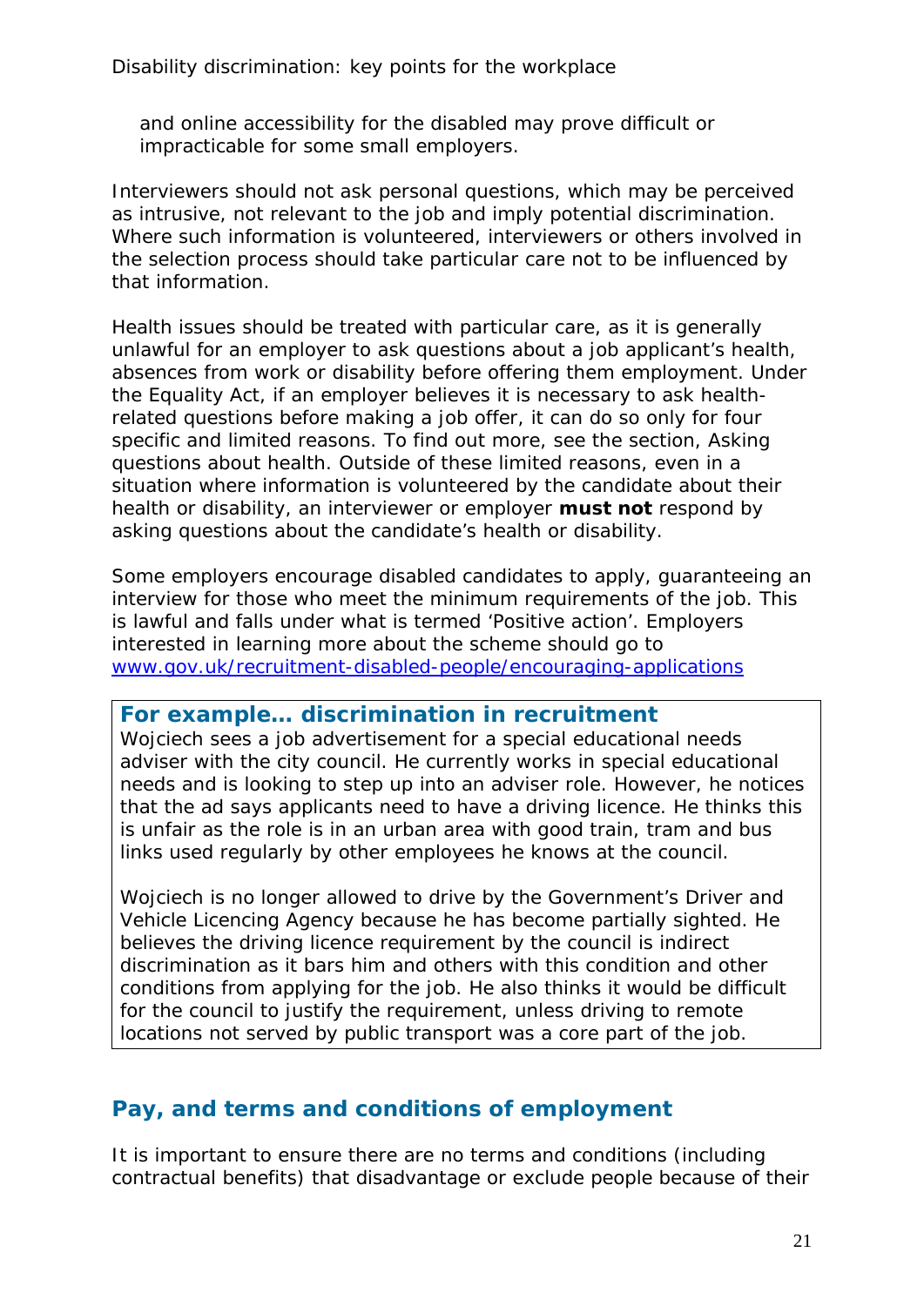and online accessibility for the disabled may prove difficult or impracticable for some small employers.

Interviewers should not ask personal questions, which may be perceived as intrusive, not relevant to the job and imply potential discrimination. Where such information is volunteered, interviewers or others involved in the selection process should take particular care not to be influenced by that information.

Health issues should be treated with particular care, as it is generally unlawful for an employer to ask questions about a job applicant's health, absences from work or disability before offering them employment. Under the Equality Act, if an employer believes it is necessary to ask health-related questions before making a job offer, it can do so only for four specific and limited reasons. To find out more, see the section, Asking questions about health. Outside of these limited reasons, even in a situation where information is volunteered by the candidate about their health or disability, an interviewer or employer **must not** respond by asking questions about the candidate's health or disability.

Some employers encourage disabled candidates to apply, guaranteeing an interview for those who meet the minimum requirements of the job. This is lawful and falls under what is termed 'Positive action'. Employers interested in learning more about the scheme should go to [www.gov.uk/recruitment-disabled-people/encouraging-applications](www.gov.uk/recruitment-disabled-people/encouraging-applications)

### For example… discrimination in recruitment

Wojciech sees a job advertisement for a special educational needs adviser with the city council. He currently works in special educational needs and is looking to step up into an adviser role. However, he notices that the ad says applicants need to have a driving licence. He thinks this is unfair as the role is in an urban area with good train, tram and bus links used regularly by other employees he knows at the council.

Wojciech is no longer allowed to drive by the Government's Driver and Vehicle Licencing Agency because he has become partially sighted. He believes the driving licence requirement by the council is indirect discrimination as it bars him and others with this condition and other conditions from applying for the job. He also thinks it would be difficult for the council to justify the requirement, unless driving to remote locations not served by public transport was a core part of the job.

## Pay, and terms and conditions of employment

It is important to ensure there are no terms and conditions (including contractual benefits) that disadvantage or exclude people because of their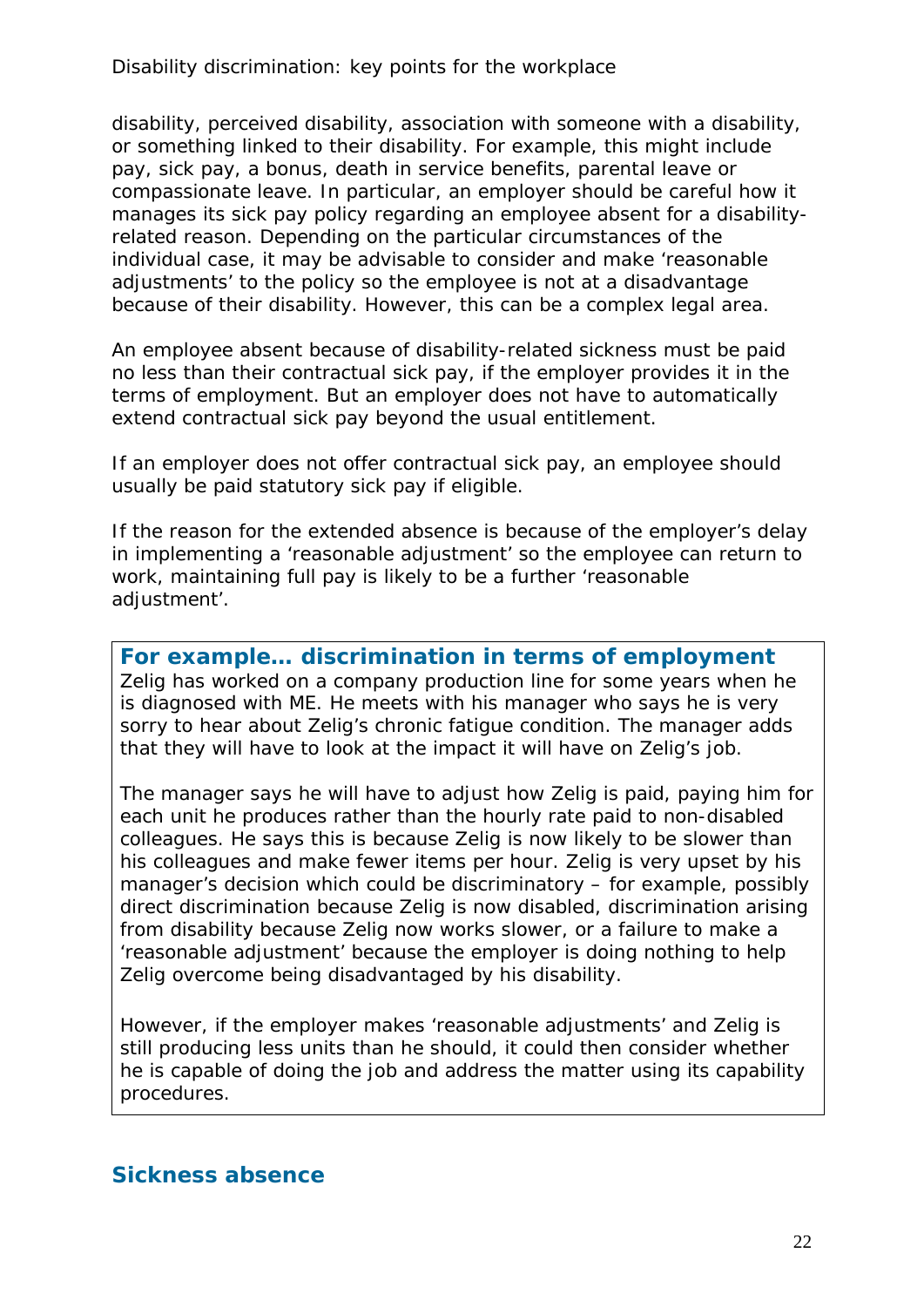disability, perceived disability, association with someone with a disability, or something linked to their disability. For example, this might include pay, sick pay, a bonus, death in service benefits, parental leave or compassionate leave. In particular, an employer should be careful how it manages its sick pay policy regarding an employee absent for a disability-related reason. Depending on the particular circumstances of the individual case, it may be advisable to consider and make 'reasonable adjustments' to the policy so the employee is not at a disadvantage because of their disability. However, this can be a complex legal area.

An employee absent because of disability-related sickness must be paid no less than their contractual sick pay, if the employer provides it in the terms of employment. But an employer does not have to automatically extend contractual sick pay beyond the usual entitlement.

If an employer does not offer contractual sick pay, an employee should usually be paid statutory sick pay if eligible.

If the reason for the extended absence is because of the employer's delay in implementing a 'reasonable adjustment' so the employee can return to work, maintaining full pay is likely to be a further 'reasonable adjustment'.

### For example… discrimination in terms of employment

Zelig has worked on a company production line for some years when he is diagnosed with ME. He meets with his manager who says he is very sorry to hear about Zelig's chronic fatigue condition. The manager adds that they will have to look at the impact it will have on Zelig's job.

The manager says he will have to adjust how Zelig is paid, paying him for each unit he produces rather than the hourly rate paid to non-disabled colleagues. He says this is because Zelig is now likely to be slower than his colleagues and make fewer items per hour. Zelig is very upset by his manager's decision which could be discriminatory – for example, possibly direct discrimination because Zelig is now disabled, discrimination arising from disability because Zelig now works slower, or a failure to make a 'reasonable adjustment' because the employer is doing nothing to help Zelig overcome being disadvantaged by his disability.

However, if the employer makes 'reasonable adjustments' and Zelig is still producing less units than he should, it could then consider whether he is capable of doing the job and address the matter using its capability procedures.

## Sickness absence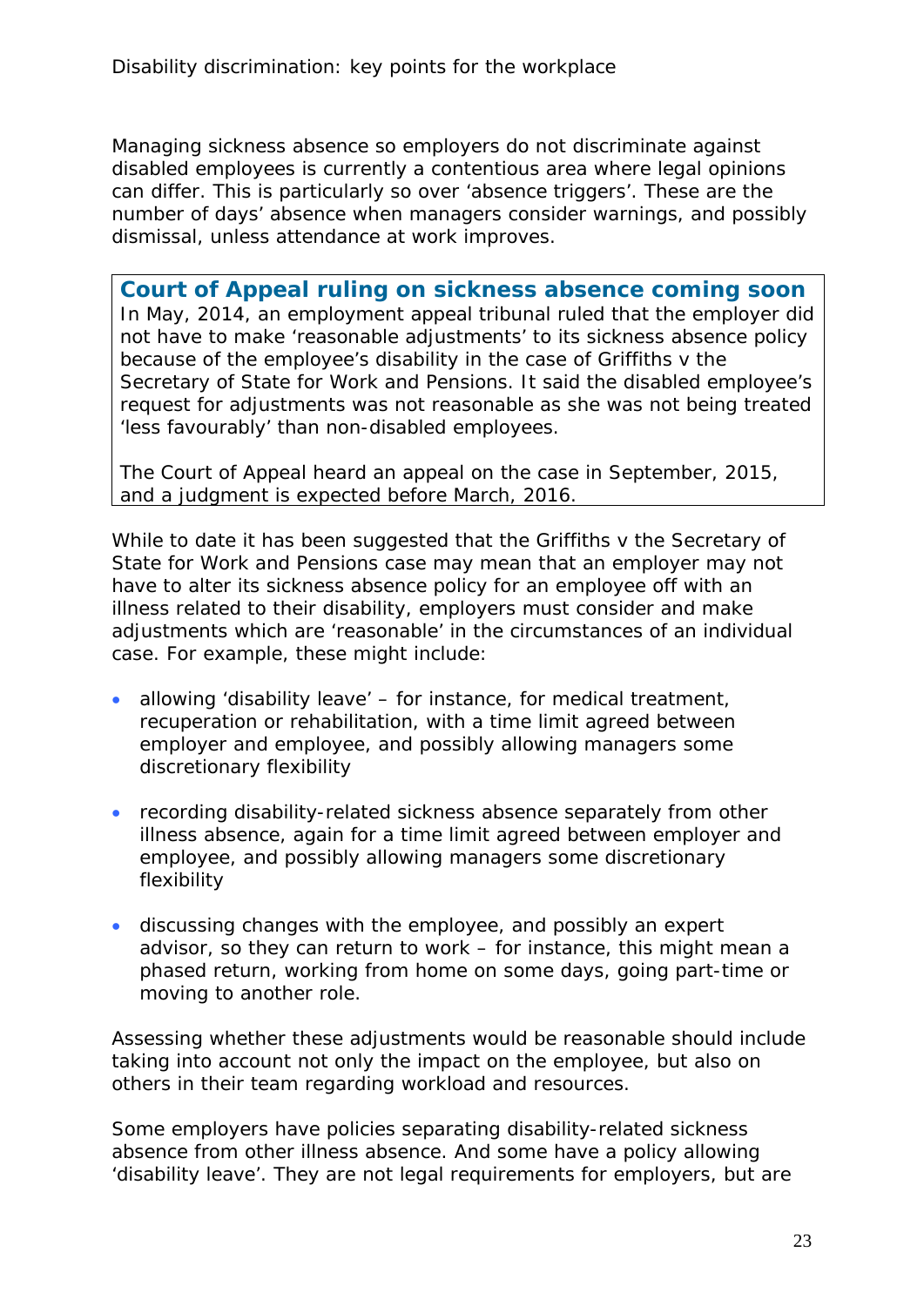Managing sickness absence so employers do not discriminate against disabled employees is currently a contentious area where legal opinions can differ. This is particularly so over 'absence triggers'. These are the number of days' absence when managers consider warnings, and possibly dismissal, unless attendance at work improves.

### Court of Appeal ruling on sickness absence coming soon

In May, 2014, an employment appeal tribunal ruled that the employer did not have to make 'reasonable adjustments' to its sickness absence policy because of the employee's disability in the case of Griffiths v the Secretary of State for Work and Pensions. It said the disabled employee's request for adjustments was not reasonable as she was not being treated 'less favourably' than non-disabled employees.

The Court of Appeal heard an appeal on the case in September, 2015, and a judgment is expected before March, 2016.

While to date it has been suggested that the Griffiths v the Secretary of State for Work and Pensions case may mean that an employer may not have to alter its sickness absence policy for an employee off with an illness related to their disability, employers must consider and make adjustments which are 'reasonable' in the circumstances of an individual case. For example, these might include:

- allowing 'disability leave' – for instance, for medical treatment, recuperation or rehabilitation, with a time limit agreed between employer and employee, and possibly allowing managers some discretionary flexibility
- recording disability-related sickness absence separately from other illness absence, again for a time limit agreed between employer and employee, and possibly allowing managers some discretionary flexibility
- discussing changes with the employee, and possibly an expert advisor, so they can return to work – for instance, this might mean a phased return, working from home on some days, going part-time or moving to another role.

Assessing whether these adjustments would be reasonable should include taking into account not only the impact on the employee, but also on others in their team regarding workload and resources.

Some employers have policies separating disability-related sickness absence from other illness absence. And some have a policy allowing 'disability leave'. They are not legal requirements for employers, but are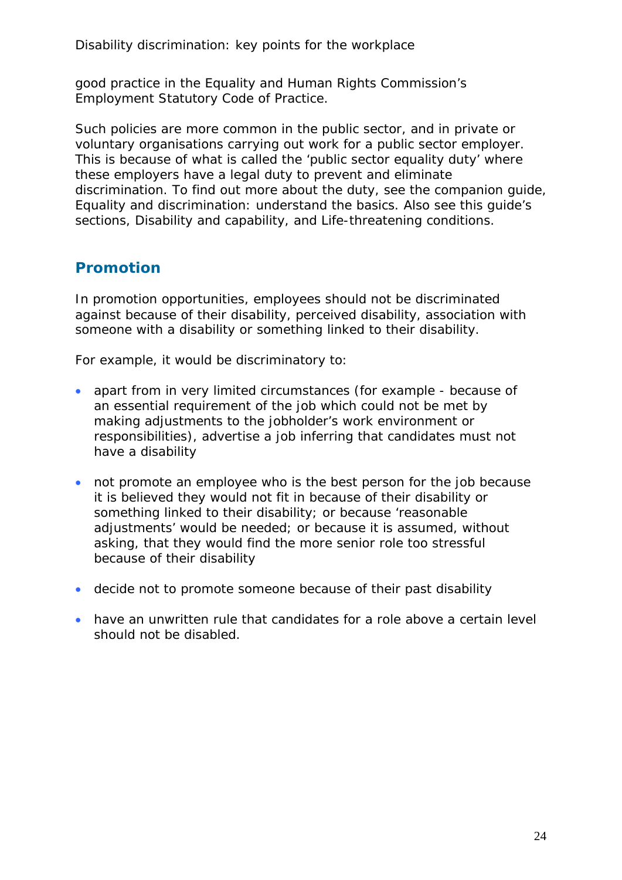good practice in the Equality and Human Rights Commission's Employment Statutory Code of Practice.

Such policies are more common in the public sector, and in private or voluntary organisations carrying out work for a public sector employer. This is because of what is called the 'public sector equality duty' where these employers have a legal duty to prevent and eliminate discrimination. To find out more about the duty, see the companion guide, Equality and discrimination: understand the basics. Also see this guide's sections, Disability and capability, and Life-threatening conditions.

## Promotion

In promotion opportunities, employees should not be discriminated against because of their disability, perceived disability, association with someone with a disability or something linked to their disability.

For example, it would be discriminatory to:

- apart from in very limited circumstances (for example - because of an essential requirement of the job which could not be met by making adjustments to the jobholder's work environment or responsibilities), advertise a job inferring that candidates must not have a disability
- not promote an employee who is the best person for the job because it is believed they would not fit in because of their disability or something linked to their disability; or because 'reasonable adjustments' would be needed; or because it is assumed, without asking, that they would find the more senior role too stressful because of their disability
- decide not to promote someone because of their past disability
- have an unwritten rule that candidates for a role above a certain level should not be disabled.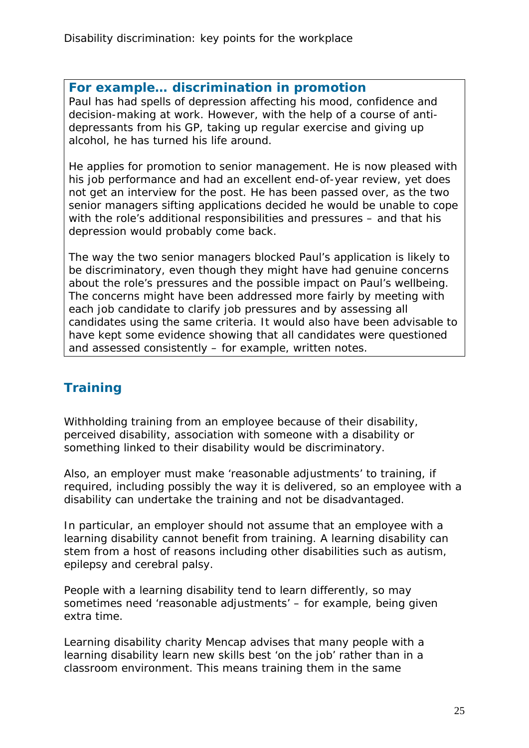### For example… discrimination in promotion

Paul has had spells of depression affecting his mood, confidence and decision-making at work. However, with the help of a course of anti-depressants from his GP, taking up regular exercise and giving up alcohol, he has turned his life around.

He applies for promotion to senior management. He is now pleased with his job performance and had an excellent end-of-year review, yet does not get an interview for the post. He has been passed over, as the two senior managers sifting applications decided he would be unable to cope with the role's additional responsibilities and pressures – and that his depression would probably come back.

The way the two senior managers blocked Paul's application is likely to be discriminatory, even though they might have had genuine concerns about the role's pressures and the possible impact on Paul's wellbeing. The concerns might have been addressed more fairly by meeting with each job candidate to clarify job pressures and by assessing all candidates using the same criteria. It would also have been advisable to have kept some evidence showing that all candidates were questioned and assessed consistently – for example, written notes.

## Training

Withholding training from an employee because of their disability, perceived disability, association with someone with a disability or something linked to their disability would be discriminatory.

Also, an employer must make 'reasonable adjustments' to training, if required, including possibly the way it is delivered, so an employee with a disability can undertake the training and not be disadvantaged.

In particular, an employer should not assume that an employee with a learning disability cannot benefit from training. A learning disability can stem from a host of reasons including other disabilities such as autism, epilepsy and cerebral palsy.

People with a learning disability tend to learn differently, so may sometimes need 'reasonable adjustments' – for example, being given extra time.

Learning disability charity Mencap advises that many people with a learning disability learn new skills best 'on the job' rather than in a classroom environment. This means training them in the same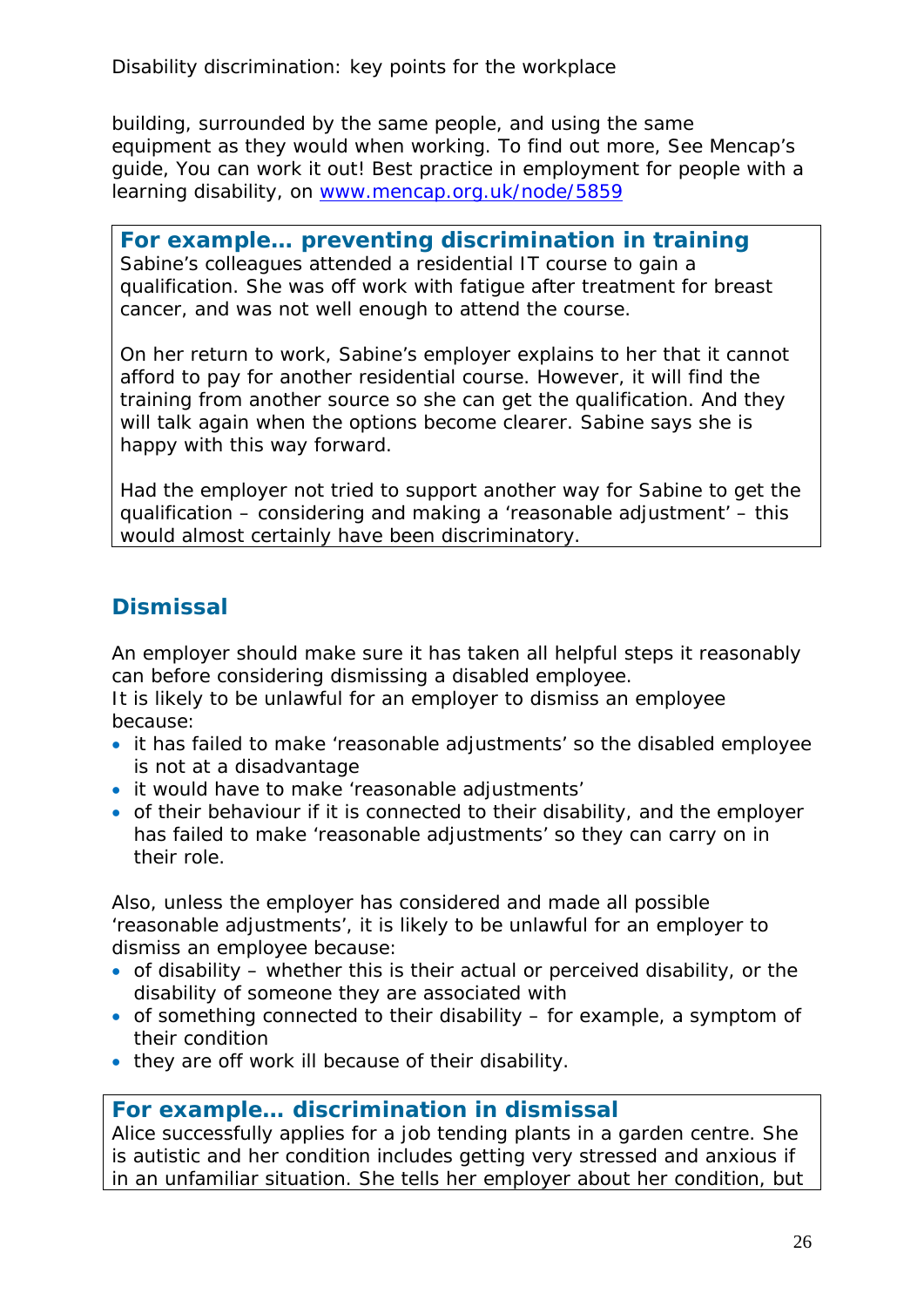building, surrounded by the same people, and using the same equipment as they would when working. To find out more, See Mencap's guide, You can work it out! Best practice in employment for people with a learning disability, on [www.mencap.org.uk/node/5859](www.mencap.org.uk/node/5859)

### For example… preventing discrimination in training

Sabine's colleagues attended a residential IT course to gain a qualification. She was off work with fatigue after treatment for breast cancer, and was not well enough to attend the course.

On her return to work, Sabine's employer explains to her that it cannot afford to pay for another residential course. However, it will find the training from another source so she can get the qualification. And they will talk again when the options become clearer. Sabine says she is happy with this way forward.

Had the employer not tried to support another way for Sabine to get the qualification – considering and making a 'reasonable adjustment' – this would almost certainly have been discriminatory.

## Dismissal

An employer should make sure it has taken all helpful steps it reasonably can before considering dismissing a disabled employee.
It is likely to be unlawful for an employer to dismiss an employee because:

- it has failed to make 'reasonable adjustments' so the disabled employee is not at a disadvantage
- it would have to make 'reasonable adjustments'
- of their behaviour if it is connected to their disability, and the employer has failed to make 'reasonable adjustments' so they can carry on in their role.

Also, unless the employer has considered and made all possible 'reasonable adjustments', it is likely to be unlawful for an employer to dismiss an employee because:

- of disability – whether this is their actual or perceived disability, or the disability of someone they are associated with
- of something connected to their disability – for example, a symptom of their condition
- they are off work ill because of their disability.

### For example… discrimination in dismissal

Alice successfully applies for a job tending plants in a garden centre. She is autistic and her condition includes getting very stressed and anxious if in an unfamiliar situation. She tells her employer about her condition, but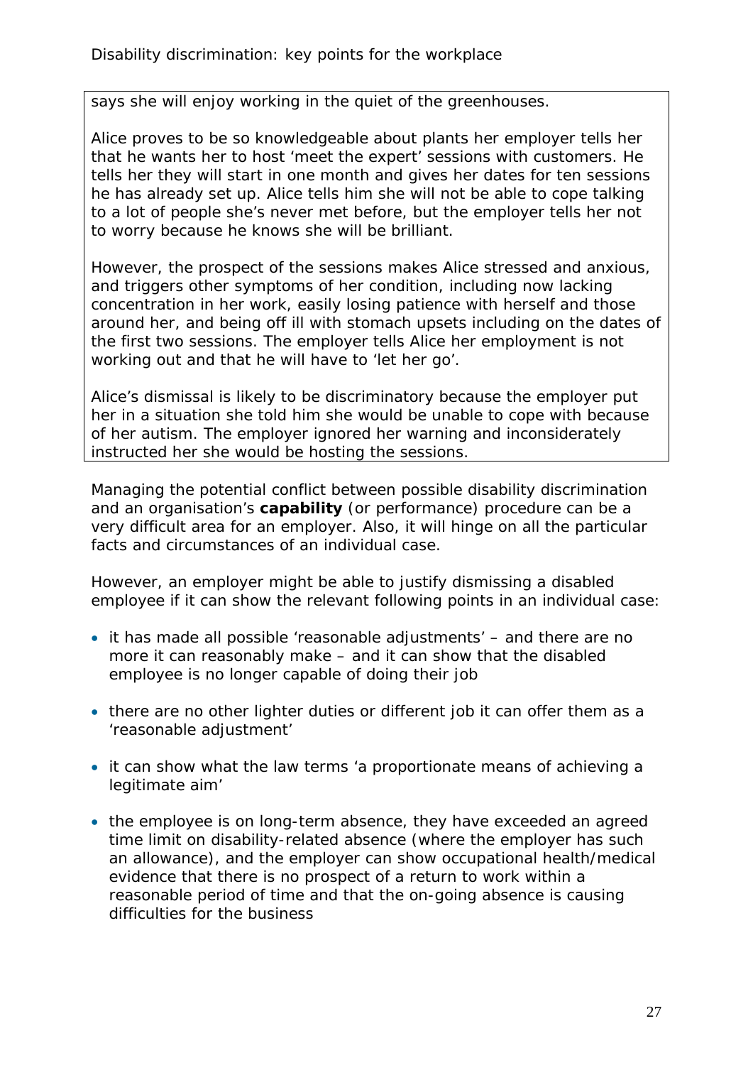says she will enjoy working in the quiet of the greenhouses.

Alice proves to be so knowledgeable about plants her employer tells her that he wants her to host 'meet the expert' sessions with customers. He tells her they will start in one month and gives her dates for ten sessions he has already set up. Alice tells him she will not be able to cope talking to a lot of people she's never met before, but the employer tells her not to worry because he knows she will be brilliant.

However, the prospect of the sessions makes Alice stressed and anxious, and triggers other symptoms of her condition, including now lacking concentration in her work, easily losing patience with herself and those around her, and being off ill with stomach upsets including on the dates of the first two sessions. The employer tells Alice her employment is not working out and that he will have to 'let her go'.

Alice's dismissal is likely to be discriminatory because the employer put her in a situation she told him she would be unable to cope with because of her autism. The employer ignored her warning and inconsiderately instructed her she would be hosting the sessions.

Managing the potential conflict between possible disability discrimination and an organisation's **capability** (or performance) procedure can be a very difficult area for an employer. Also, it will hinge on all the particular facts and circumstances of an individual case.

However, an employer might be able to justify dismissing a disabled employee if it can show the relevant following points in an individual case:

- it has made all possible 'reasonable adjustments' – and there are no more it can reasonably make – and it can show that the disabled employee is no longer capable of doing their job
- there are no other lighter duties or different job it can offer them as a 'reasonable adjustment'
- it can show what the law terms 'a proportionate means of achieving a legitimate aim'
- the employee is on long-term absence, they have exceeded an agreed time limit on disability-related absence (where the employer has such an allowance), and the employer can show occupational health/medical evidence that there is no prospect of a return to work within a reasonable period of time and that the on-going absence is causing difficulties for the business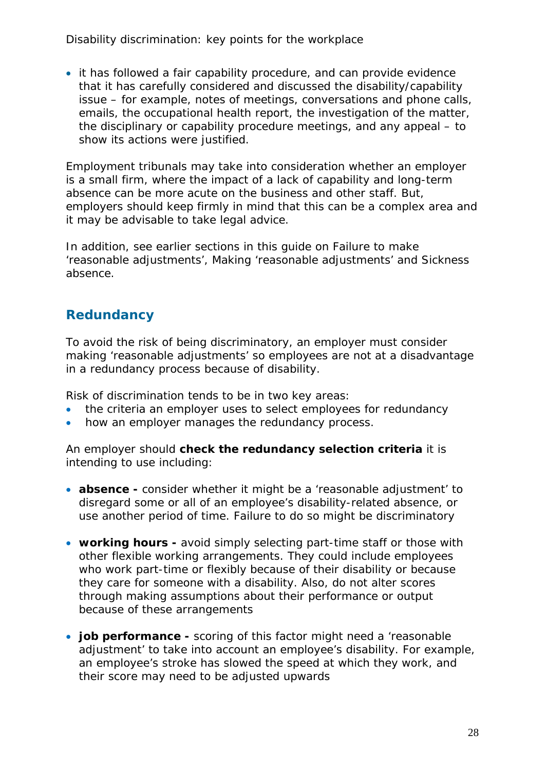- it has followed a fair capability procedure, and can provide evidence that it has carefully considered and discussed the disability/capability issue – for example, notes of meetings, conversations and phone calls, emails, the occupational health report, the investigation of the matter, the disciplinary or capability procedure meetings, and any appeal – to show its actions were justified.

Employment tribunals may take into consideration whether an employer is a small firm, where the impact of a lack of capability and long-term absence can be more acute on the business and other staff. But, employers should keep firmly in mind that this can be a complex area and it may be advisable to take legal advice.

In addition, see earlier sections in this guide on Failure to make 'reasonable adjustments', Making 'reasonable adjustments' and Sickness absence.

## Redundancy

To avoid the risk of being discriminatory, an employer must consider making 'reasonable adjustments' so employees are not at a disadvantage in a redundancy process because of disability.

Risk of discrimination tends to be in two key areas:

- the criteria an employer uses to select employees for redundancy
- how an employer manages the redundancy process.

An employer should **check the redundancy selection criteria** it is intending to use including:

- **absence -** consider whether it might be a 'reasonable adjustment' to disregard some or all of an employee's disability-related absence, or use another period of time. Failure to do so might be discriminatory

- **working hours -** avoid simply selecting part-time staff or those with other flexible working arrangements. They could include employees who work part-time or flexibly because of their disability or because they care for someone with a disability. Also, do not alter scores through making assumptions about their performance or output because of these arrangements

- **job performance -** scoring of this factor might need a 'reasonable adjustment' to take into account an employee's disability. For example, an employee's stroke has slowed the speed at which they work, and their score may need to be adjusted upwards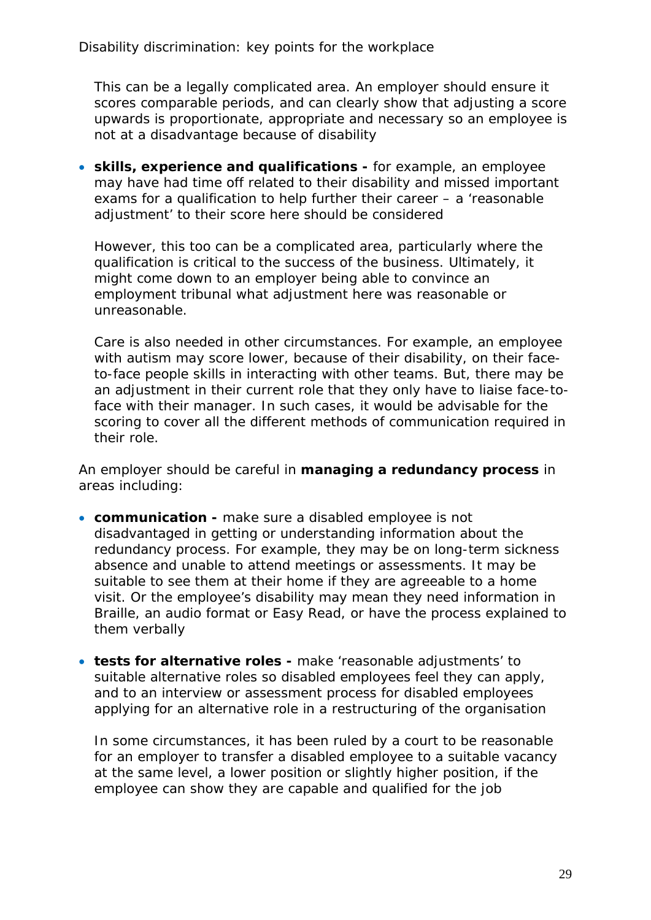This can be a legally complicated area. An employer should ensure it scores comparable periods, and can clearly show that adjusting a score upwards is proportionate, appropriate and necessary so an employee is not at a disadvantage because of disability

- **skills, experience and qualifications -** for example, an employee may have had time off related to their disability and missed important exams for a qualification to help further their career – a 'reasonable adjustment' to their score here should be considered

  However, this too can be a complicated area, particularly where the qualification is critical to the success of the business. Ultimately, it might come down to an employer being able to convince an employment tribunal what adjustment here was reasonable or unreasonable.

  Care is also needed in other circumstances. For example, an employee with autism may score lower, because of their disability, on their face-to-face people skills in interacting with other teams. But, there may be an adjustment in their current role that they only have to liaise face-to-face with their manager. In such cases, it would be advisable for the scoring to cover all the different methods of communication required in their role.

An employer should be careful in **managing a redundancy process** in areas including:

- **communication -** make sure a disabled employee is not disadvantaged in getting or understanding information about the redundancy process. For example, they may be on long-term sickness absence and unable to attend meetings or assessments. It may be suitable to see them at their home if they are agreeable to a home visit. Or the employee's disability may mean they need information in Braille, an audio format or Easy Read, or have the process explained to them verbally

- **tests for alternative roles -** make 'reasonable adjustments' to suitable alternative roles so disabled employees feel they can apply, and to an interview or assessment process for disabled employees applying for an alternative role in a restructuring of the organisation

  In some circumstances, it has been ruled by a court to be reasonable for an employer to transfer a disabled employee to a suitable vacancy at the same level, a lower position or slightly higher position, if the employee can show they are capable and qualified for the job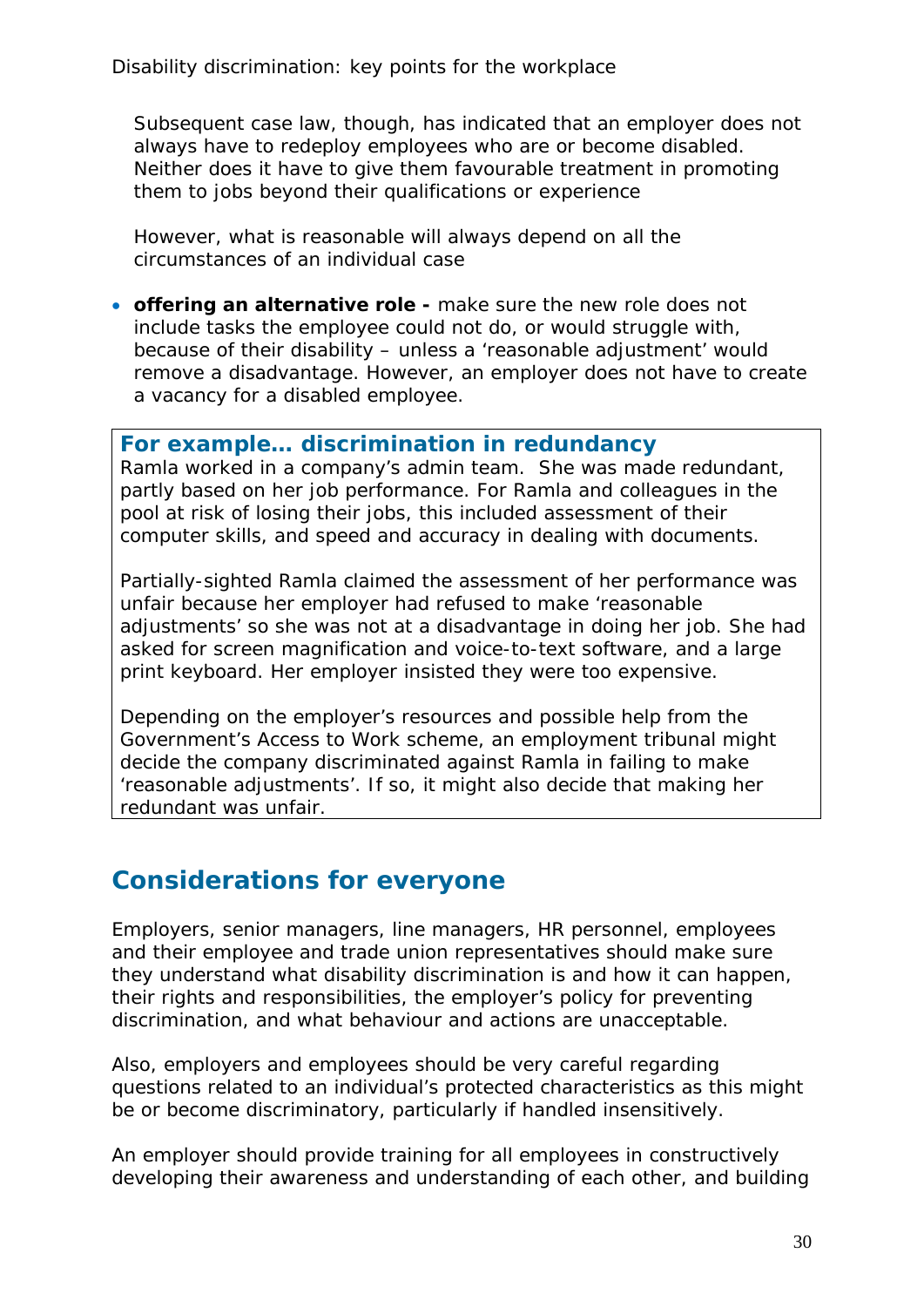Subsequent case law, though, has indicated that an employer does not always have to redeploy employees who are or become disabled. Neither does it have to give them favourable treatment in promoting them to jobs beyond their qualifications or experience

However, what is reasonable will always depend on all the circumstances of an individual case

- **offering an alternative role -** make sure the new role does not include tasks the employee could not do, or would struggle with, because of their disability – unless a 'reasonable adjustment' would remove a disadvantage. However, an employer does not have to create a vacancy for a disabled employee.

### For example… discrimination in redundancy

Ramla worked in a company's admin team. She was made redundant, partly based on her job performance. For Ramla and colleagues in the pool at risk of losing their jobs, this included assessment of their computer skills, and speed and accuracy in dealing with documents.

Partially-sighted Ramla claimed the assessment of her performance was unfair because her employer had refused to make 'reasonable adjustments' so she was not at a disadvantage in doing her job. She had asked for screen magnification and voice-to-text software, and a large print keyboard. Her employer insisted they were too expensive.

Depending on the employer's resources and possible help from the Government's Access to Work scheme, an employment tribunal might decide the company discriminated against Ramla in failing to make 'reasonable adjustments'. If so, it might also decide that making her redundant was unfair.

## Considerations for everyone

Employers, senior managers, line managers, HR personnel, employees and their employee and trade union representatives should make sure they understand what disability discrimination is and how it can happen, their rights and responsibilities, the employer's policy for preventing discrimination, and what behaviour and actions are unacceptable.

Also, employers and employees should be very careful regarding questions related to an individual's protected characteristics as this might be or become discriminatory, particularly if handled insensitively.

An employer should provide training for all employees in constructively developing their awareness and understanding of each other, and building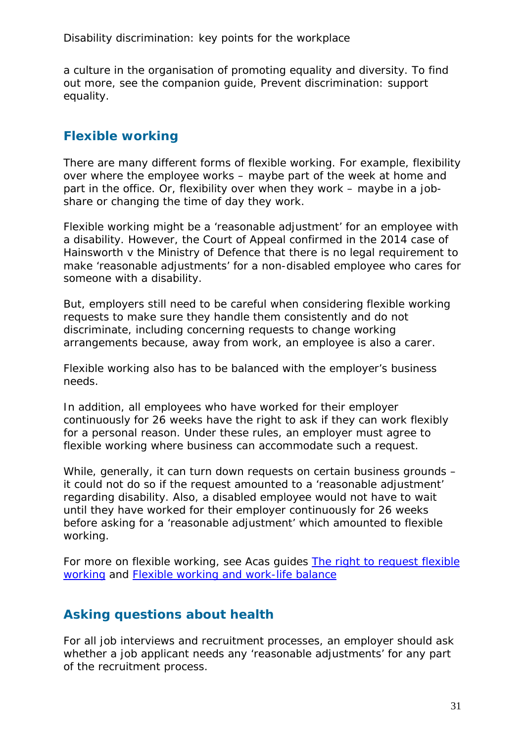a culture in the organisation of promoting equality and diversity. To find out more, see the companion guide, Prevent discrimination: support equality.

## Flexible working

There are many different forms of flexible working. For example, flexibility over where the employee works – maybe part of the week at home and part in the office. Or, flexibility over when they work – maybe in a job-share or changing the time of day they work.

Flexible working might be a 'reasonable adjustment' for an employee with a disability. However, the Court of Appeal confirmed in the 2014 case of Hainsworth v the Ministry of Defence that there is no legal requirement to make 'reasonable adjustments' for a non-disabled employee who cares for someone with a disability.

But, employers still need to be careful when considering flexible working requests to make sure they handle them consistently and do not discriminate, including concerning requests to change working arrangements because, away from work, an employee is also a carer.

Flexible working also has to be balanced with the employer's business needs.

In addition, all employees who have worked for their employer continuously for 26 weeks have the right to ask if they can work flexibly for a personal reason. Under these rules, an employer must agree to flexible working where business can accommodate such a request.

While, generally, it can turn down requests on certain business grounds – it could not do so if the request amounted to a 'reasonable adjustment' regarding disability. Also, a disabled employee would not have to wait until they have worked for their employer continuously for 26 weeks before asking for a 'reasonable adjustment' which amounted to flexible working.

For more on flexible working, see Acas guides [The right to request flexible working] and [Flexible working and work-life balance]

## Asking questions about health

For all job interviews and recruitment processes, an employer should ask whether a job applicant needs any 'reasonable adjustments' for any part of the recruitment process.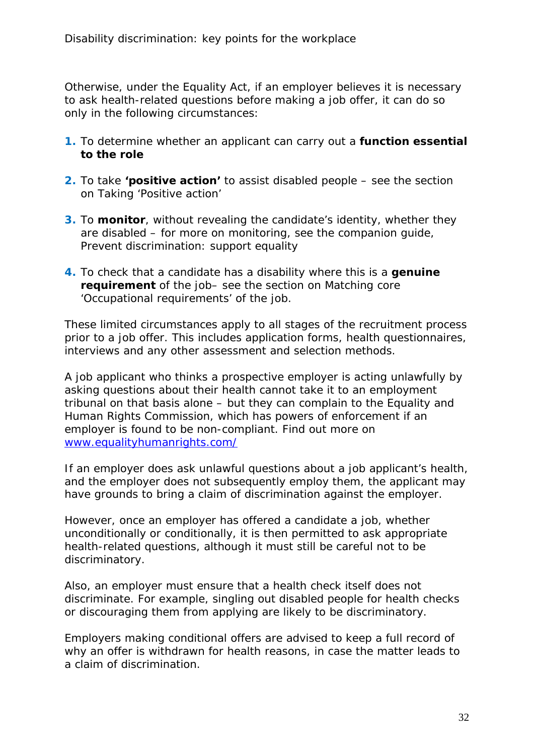Otherwise, under the Equality Act, if an employer believes it is necessary to ask health-related questions before making a job offer, it can do so only in the following circumstances:

1. To determine whether an applicant can carry out a **function essential to the role**
2. To take **'positive action'** to assist disabled people – see the section on Taking 'Positive action'
3. To **monitor**, without revealing the candidate's identity, whether they are disabled – for more on monitoring, see the companion guide, Prevent discrimination: support equality
4. To check that a candidate has a disability where this is a **genuine requirement** of the job– see the section on Matching core 'Occupational requirements' of the job.

These limited circumstances apply to all stages of the recruitment process prior to a job offer. This includes application forms, health questionnaires, interviews and any other assessment and selection methods.

A job applicant who thinks a prospective employer is acting unlawfully by asking questions about their health cannot take it to an employment tribunal on that basis alone – but they can complain to the Equality and Human Rights Commission, which has powers of enforcement if an employer is found to be non-compliant. Find out more on [www.equalityhumanrights.com/](http://www.equalityhumanrights.com/)

If an employer does ask unlawful questions about a job applicant's health, and the employer does not subsequently employ them, the applicant may have grounds to bring a claim of discrimination against the employer.

However, once an employer has offered a candidate a job, whether unconditionally or conditionally, it is then permitted to ask appropriate health-related questions, although it must still be careful not to be discriminatory.

Also, an employer must ensure that a health check itself does not discriminate. For example, singling out disabled people for health checks or discouraging them from applying are likely to be discriminatory.

Employers making conditional offers are advised to keep a full record of why an offer is withdrawn for health reasons, in case the matter leads to a claim of discrimination.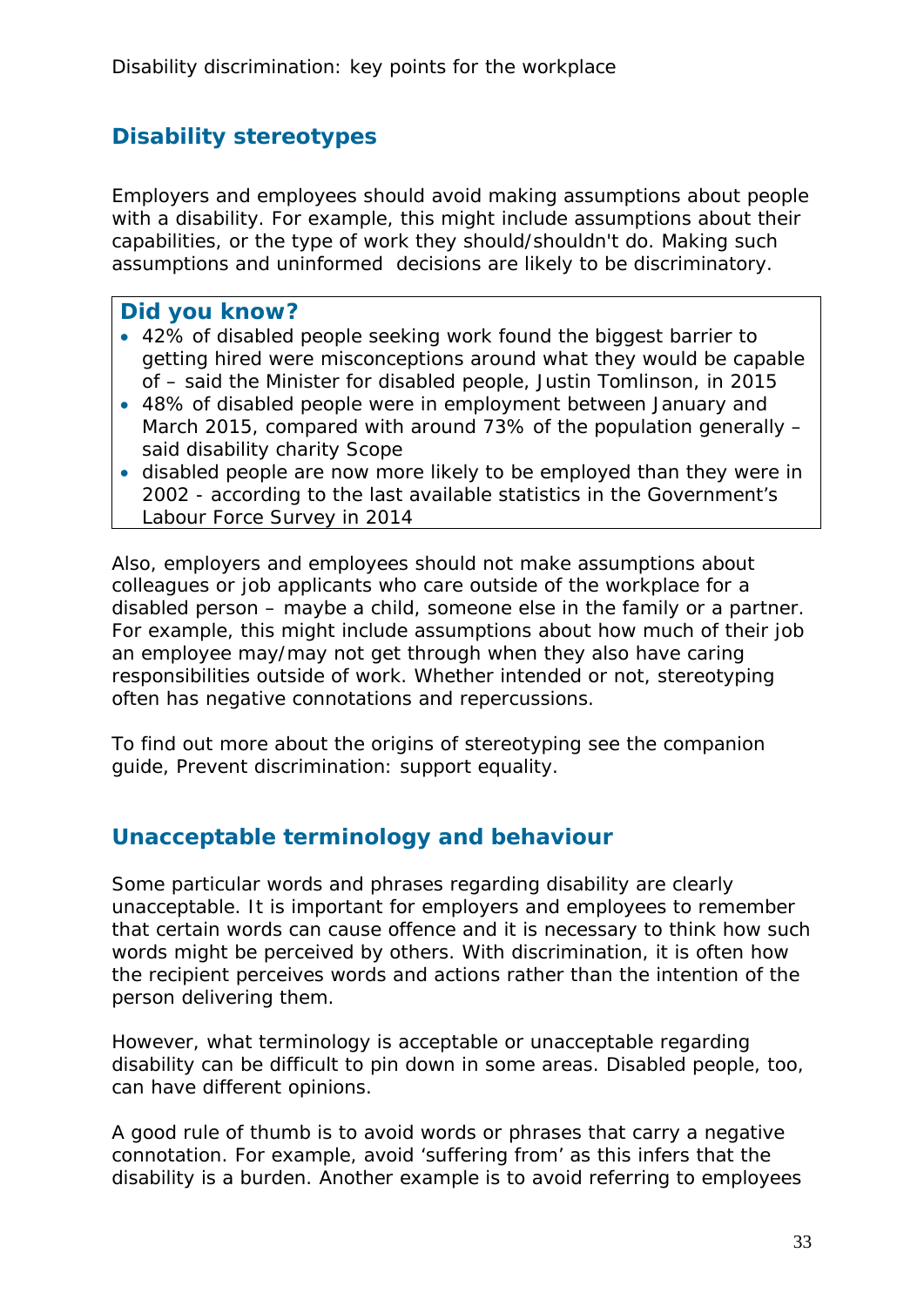## Disability stereotypes

Employers and employees should avoid making assumptions about people with a disability. For example, this might include assumptions about their capabilities, or the type of work they should/shouldn't do. Making such assumptions and uninformed decisions are likely to be discriminatory.

> **Did you know?**
>
> - 42% of disabled people seeking work found the biggest barrier to getting hired were misconceptions around what they would be capable of – said the Minister for disabled people, Justin Tomlinson, in 2015
> - 48% of disabled people were in employment between January and March 2015, compared with around 73% of the population generally – said disability charity Scope
> - disabled people are now more likely to be employed than they were in 2002 - according to the last available statistics in the Government's Labour Force Survey in 2014

Also, employers and employees should not make assumptions about colleagues or job applicants who care outside of the workplace for a disabled person – maybe a child, someone else in the family or a partner. For example, this might include assumptions about how much of their job an employee may/may not get through when they also have caring responsibilities outside of work. Whether intended or not, stereotyping often has negative connotations and repercussions.

To find out more about the origins of stereotyping see the companion guide, Prevent discrimination: support equality.

## Unacceptable terminology and behaviour

Some particular words and phrases regarding disability are clearly unacceptable. It is important for employers and employees to remember that certain words can cause offence and it is necessary to think how such words might be perceived by others. With discrimination, it is often how the recipient perceives words and actions rather than the intention of the person delivering them.

However, what terminology is acceptable or unacceptable regarding disability can be difficult to pin down in some areas. Disabled people, too, can have different opinions.

A good rule of thumb is to avoid words or phrases that carry a negative connotation. For example, avoid 'suffering from' as this infers that the disability is a burden. Another example is to avoid referring to employees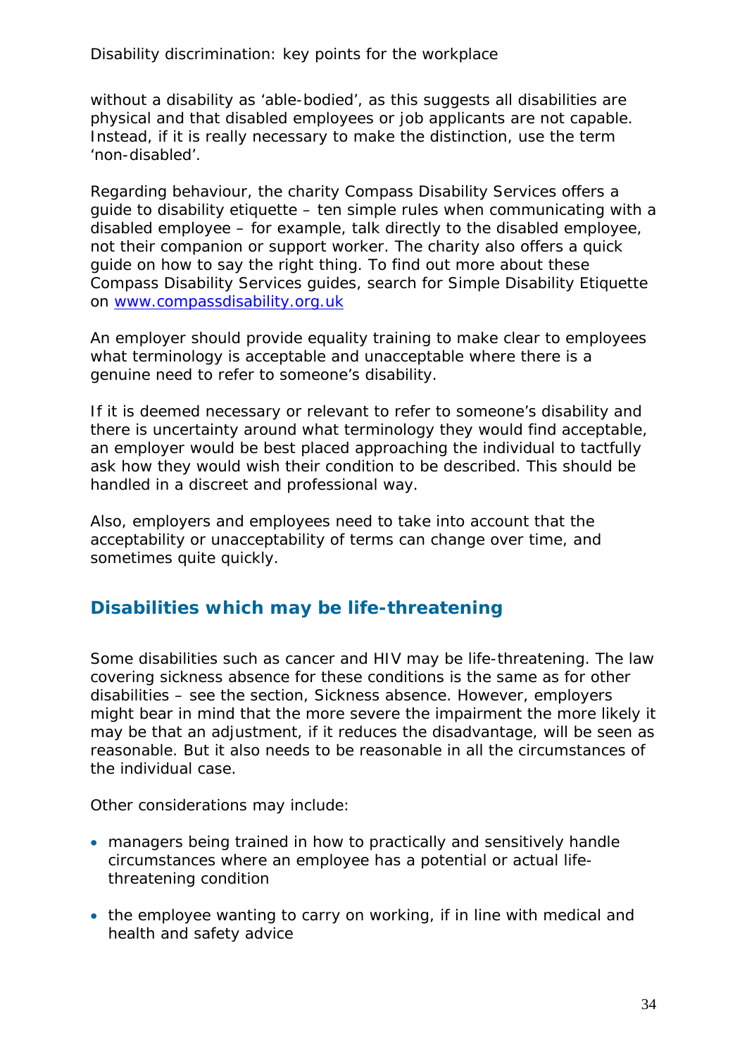without a disability as 'able-bodied', as this suggests all disabilities are physical and that disabled employees or job applicants are not capable. Instead, if it is really necessary to make the distinction, use the term 'non-disabled'.

Regarding behaviour, the charity Compass Disability Services offers a guide to disability etiquette – ten simple rules when communicating with a disabled employee – for example, talk directly to the disabled employee, not their companion or support worker. The charity also offers a quick guide on how to say the right thing. To find out more about these Compass Disability Services guides, search for Simple Disability Etiquette on [www.compassdisability.org.uk](http://www.compassdisability.org.uk)

An employer should provide equality training to make clear to employees what terminology is acceptable and unacceptable where there is a genuine need to refer to someone's disability.

If it is deemed necessary or relevant to refer to someone's disability and there is uncertainty around what terminology they would find acceptable, an employer would be best placed approaching the individual to tactfully ask how they would wish their condition to be described. This should be handled in a discreet and professional way.

Also, employers and employees need to take into account that the acceptability or unacceptability of terms can change over time, and sometimes quite quickly.

## Disabilities which may be life-threatening

Some disabilities such as cancer and HIV may be life-threatening. The law covering sickness absence for these conditions is the same as for other disabilities – see the section, Sickness absence. However, employers might bear in mind that the more severe the impairment the more likely it may be that an adjustment, if it reduces the disadvantage, will be seen as reasonable. But it also needs to be reasonable in all the circumstances of the individual case.

Other considerations may include:

- managers being trained in how to practically and sensitively handle circumstances where an employee has a potential or actual life-threatening condition
- the employee wanting to carry on working, if in line with medical and health and safety advice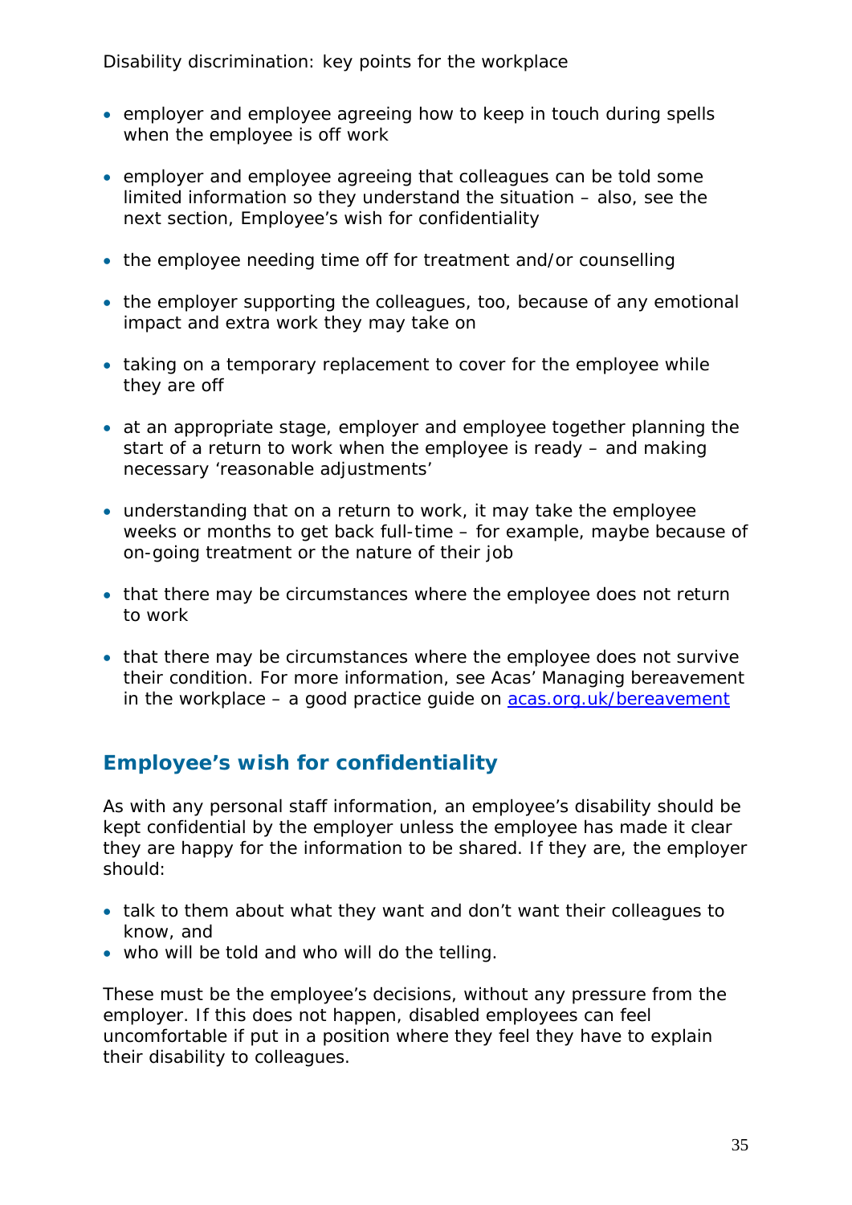- employer and employee agreeing how to keep in touch during spells when the employee is off work
- employer and employee agreeing that colleagues can be told some limited information so they understand the situation – also, see the next section, Employee's wish for confidentiality
- the employee needing time off for treatment and/or counselling
- the employer supporting the colleagues, too, because of any emotional impact and extra work they may take on
- taking on a temporary replacement to cover for the employee while they are off
- at an appropriate stage, employer and employee together planning the start of a return to work when the employee is ready – and making necessary 'reasonable adjustments'
- understanding that on a return to work, it may take the employee weeks or months to get back full-time – for example, maybe because of on-going treatment or the nature of their job
- that there may be circumstances where the employee does not return to work
- that there may be circumstances where the employee does not survive their condition. For more information, see Acas' Managing bereavement in the workplace – a good practice guide on [acas.org.uk/bereavement](acas.org.uk/bereavement)

## Employee's wish for confidentiality

As with any personal staff information, an employee's disability should be kept confidential by the employer unless the employee has made it clear they are happy for the information to be shared. If they are, the employer should:

- talk to them about what they want and don't want their colleagues to know, and
- who will be told and who will do the telling.

These must be the employee's decisions, without any pressure from the employer. If this does not happen, disabled employees can feel uncomfortable if put in a position where they feel they have to explain their disability to colleagues.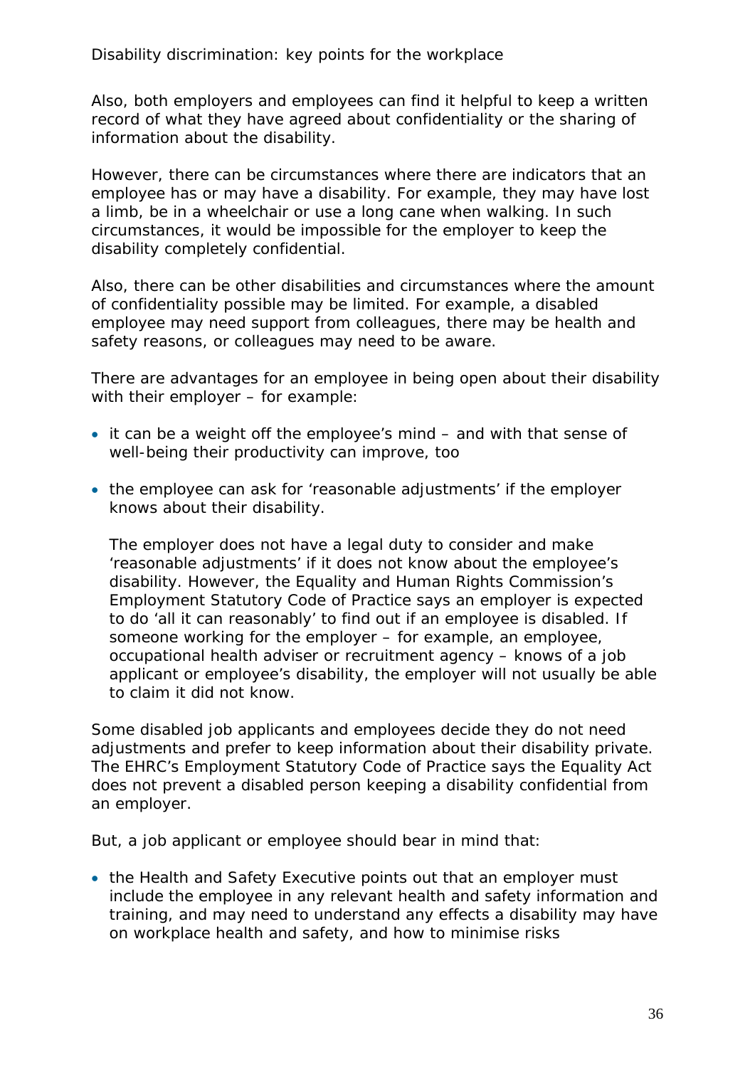Also, both employers and employees can find it helpful to keep a written record of what they have agreed about confidentiality or the sharing of information about the disability.

However, there can be circumstances where there are indicators that an employee has or may have a disability. For example, they may have lost a limb, be in a wheelchair or use a long cane when walking. In such circumstances, it would be impossible for the employer to keep the disability completely confidential.

Also, there can be other disabilities and circumstances where the amount of confidentiality possible may be limited. For example, a disabled employee may need support from colleagues, there may be health and safety reasons, or colleagues may need to be aware.

There are advantages for an employee in being open about their disability with their employer – for example:

- it can be a weight off the employee's mind – and with that sense of well-being their productivity can improve, too
- the employee can ask for 'reasonable adjustments' if the employer knows about their disability.

  The employer does not have a legal duty to consider and make 'reasonable adjustments' if it does not know about the employee's disability. However, the Equality and Human Rights Commission's Employment Statutory Code of Practice says an employer is expected to do 'all it can reasonably' to find out if an employee is disabled. If someone working for the employer – for example, an employee, occupational health adviser or recruitment agency – knows of a job applicant or employee's disability, the employer will not usually be able to claim it did not know.

Some disabled job applicants and employees decide they do not need adjustments and prefer to keep information about their disability private. The EHRC's Employment Statutory Code of Practice says the Equality Act does not prevent a disabled person keeping a disability confidential from an employer.

But, a job applicant or employee should bear in mind that:

- the Health and Safety Executive points out that an employer must include the employee in any relevant health and safety information and training, and may need to understand any effects a disability may have on workplace health and safety, and how to minimise risks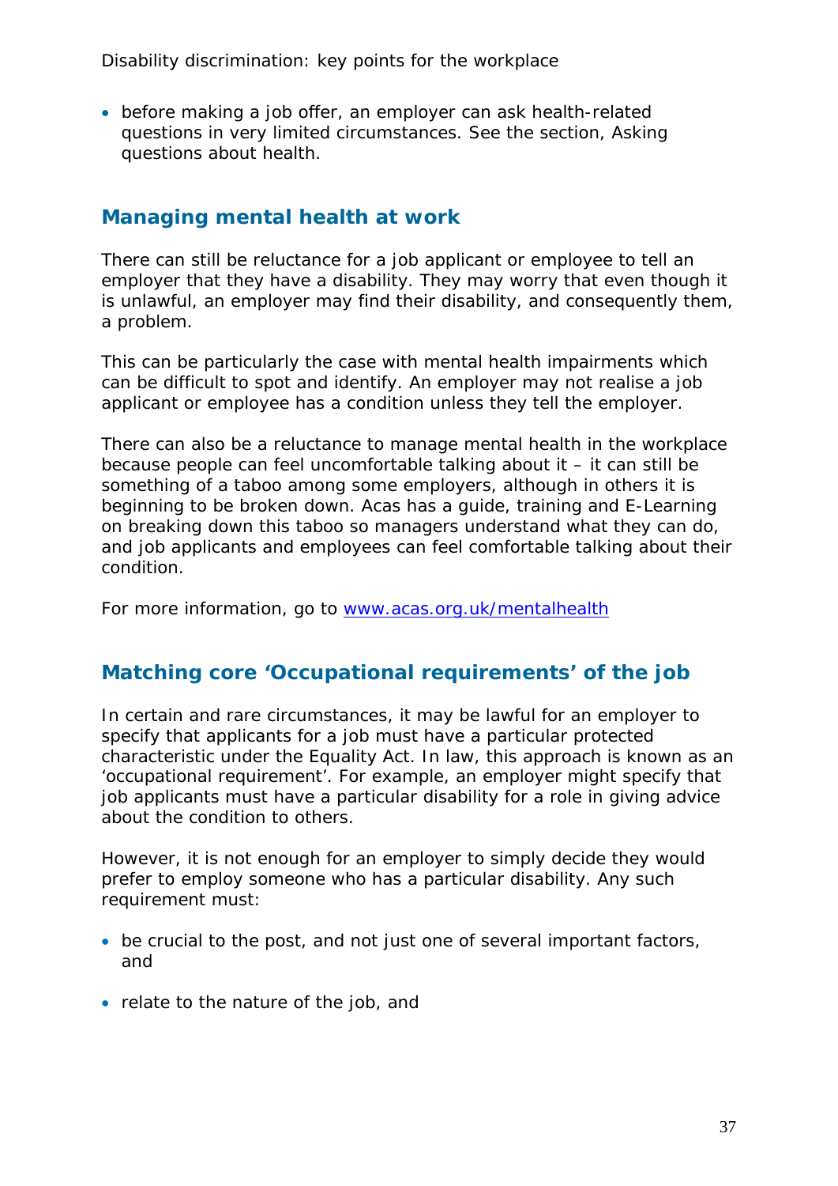- before making a job offer, an employer can ask health-related questions in very limited circumstances. See the section, Asking questions about health.

## Managing mental health at work

There can still be reluctance for a job applicant or employee to tell an employer that they have a disability. They may worry that even though it is unlawful, an employer may find their disability, and consequently them, a problem.

This can be particularly the case with mental health impairments which can be difficult to spot and identify. An employer may not realise a job applicant or employee has a condition unless they tell the employer.

There can also be a reluctance to manage mental health in the workplace because people can feel uncomfortable talking about it – it can still be something of a taboo among some employers, although in others it is beginning to be broken down. Acas has a guide, training and E-Learning on breaking down this taboo so managers understand what they can do, and job applicants and employees can feel comfortable talking about their condition.

For more information, go to [www.acas.org.uk/mentalhealth](http://www.acas.org.uk/mentalhealth)

## Matching core 'Occupational requirements' of the job

In certain and rare circumstances, it may be lawful for an employer to specify that applicants for a job must have a particular protected characteristic under the Equality Act. In law, this approach is known as an 'occupational requirement'. For example, an employer might specify that job applicants must have a particular disability for a role in giving advice about the condition to others.

However, it is not enough for an employer to simply decide they would prefer to employ someone who has a particular disability. Any such requirement must:

- be crucial to the post, and not just one of several important factors, and
- relate to the nature of the job, and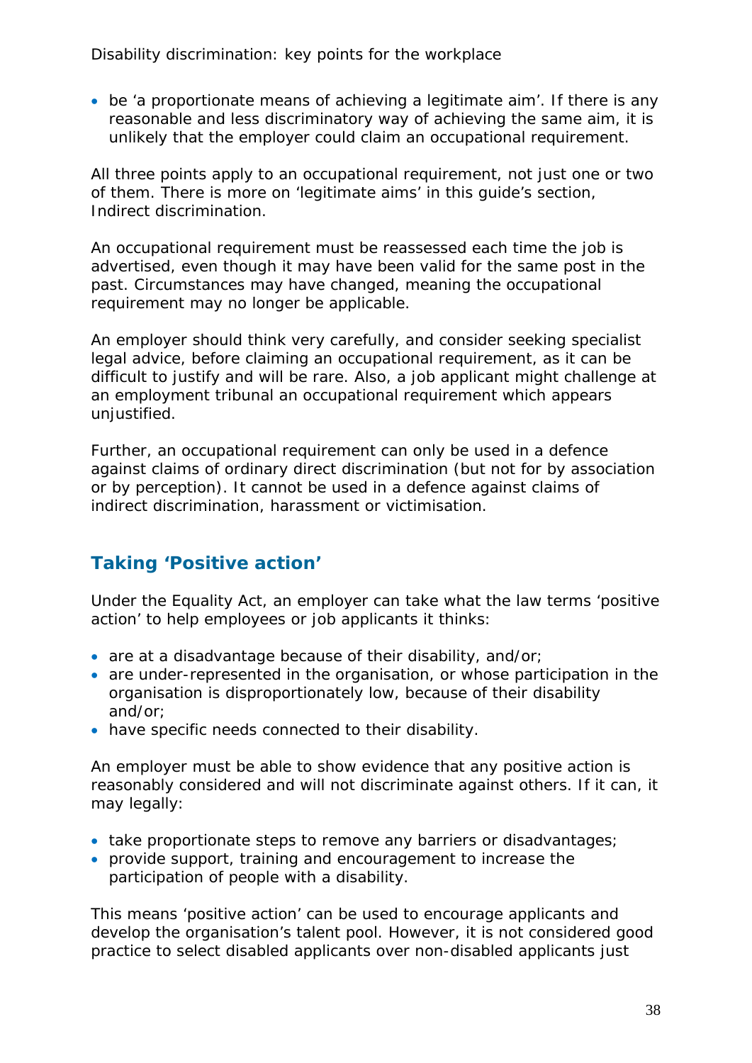- be 'a proportionate means of achieving a legitimate aim'. If there is any reasonable and less discriminatory way of achieving the same aim, it is unlikely that the employer could claim an occupational requirement.

All three points apply to an occupational requirement, not just one or two of them. There is more on 'legitimate aims' in this guide's section, Indirect discrimination.

An occupational requirement must be reassessed each time the job is advertised, even though it may have been valid for the same post in the past. Circumstances may have changed, meaning the occupational requirement may no longer be applicable.

An employer should think very carefully, and consider seeking specialist legal advice, before claiming an occupational requirement, as it can be difficult to justify and will be rare. Also, a job applicant might challenge at an employment tribunal an occupational requirement which appears unjustified.

Further, an occupational requirement can only be used in a defence against claims of ordinary direct discrimination (but not for by association or by perception). It cannot be used in a defence against claims of indirect discrimination, harassment or victimisation.

## Taking 'Positive action'

Under the Equality Act, an employer can take what the law terms 'positive action' to help employees or job applicants it thinks:

- are at a disadvantage because of their disability, and/or;
- are under-represented in the organisation, or whose participation in the organisation is disproportionately low, because of their disability and/or;
- have specific needs connected to their disability.

An employer must be able to show evidence that any positive action is reasonably considered and will not discriminate against others. If it can, it may legally:

- take proportionate steps to remove any barriers or disadvantages;
- provide support, training and encouragement to increase the participation of people with a disability.

This means 'positive action' can be used to encourage applicants and develop the organisation's talent pool. However, it is not considered good practice to select disabled applicants over non-disabled applicants just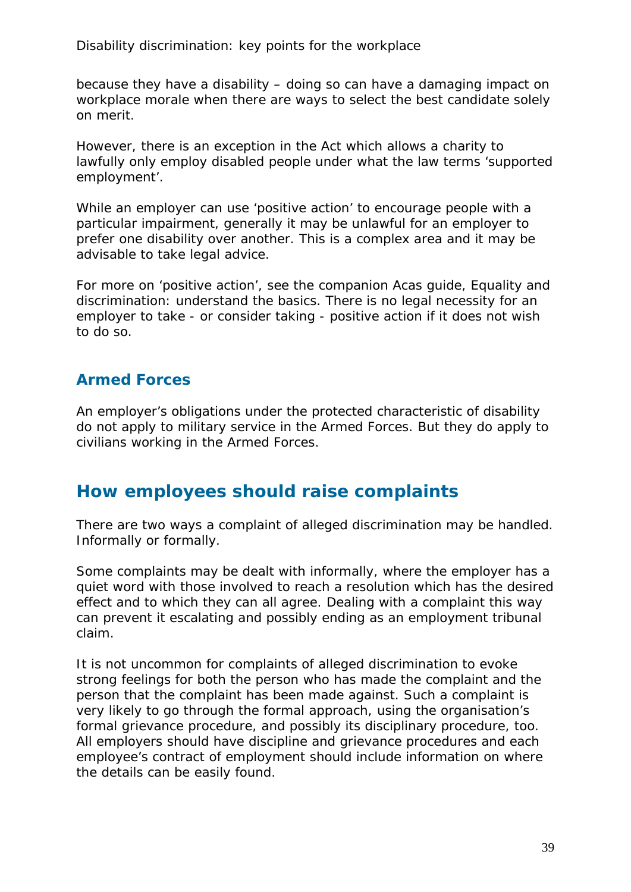because they have a disability – doing so can have a damaging impact on workplace morale when there are ways to select the best candidate solely on merit.

However, there is an exception in the Act which allows a charity to lawfully only employ disabled people under what the law terms 'supported employment'.

While an employer can use 'positive action' to encourage people with a particular impairment, generally it may be unlawful for an employer to prefer one disability over another. This is a complex area and it may be advisable to take legal advice.

For more on 'positive action', see the companion Acas guide, Equality and discrimination: understand the basics. There is no legal necessity for an employer to take - or consider taking - positive action if it does not wish to do so.

### Armed Forces

An employer's obligations under the protected characteristic of disability do not apply to military service in the Armed Forces. But they do apply to civilians working in the Armed Forces.

## How employees should raise complaints

There are two ways a complaint of alleged discrimination may be handled. Informally or formally.

Some complaints may be dealt with informally, where the employer has a quiet word with those involved to reach a resolution which has the desired effect and to which they can all agree. Dealing with a complaint this way can prevent it escalating and possibly ending as an employment tribunal claim.

It is not uncommon for complaints of alleged discrimination to evoke strong feelings for both the person who has made the complaint and the person that the complaint has been made against. Such a complaint is very likely to go through the formal approach, using the organisation's formal grievance procedure, and possibly its disciplinary procedure, too. All employers should have discipline and grievance procedures and each employee's contract of employment should include information on where the details can be easily found.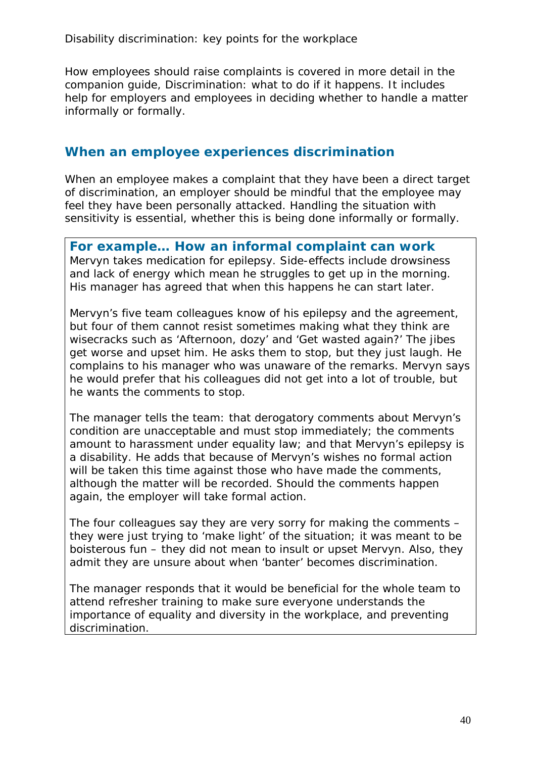How employees should raise complaints is covered in more detail in the companion guide, *Discrimination: what to do if it happens*. It includes help for employers and employees in deciding whether to handle a matter informally or formally.

## When an employee experiences discrimination

When an employee makes a complaint that they have been a direct target of discrimination, an employer should be mindful that the employee may feel they have been personally attacked. Handling the situation with sensitivity is essential, whether this is being done informally or formally.

### For example… How an informal complaint can work

Mervyn takes medication for epilepsy. Side-effects include drowsiness and lack of energy which mean he struggles to get up in the morning. His manager has agreed that when this happens he can start later.

Mervyn's five team colleagues know of his epilepsy and the agreement, but four of them cannot resist sometimes making what they think are wisecracks such as 'Afternoon, dozy' and 'Get wasted again?' The jibes get worse and upset him. He asks them to stop, but they just laugh. He complains to his manager who was unaware of the remarks. Mervyn says he would prefer that his colleagues did not get into a lot of trouble, but he wants the comments to stop.

The manager tells the team: that derogatory comments about Mervyn's condition are unacceptable and must stop immediately; the comments amount to harassment under equality law; and that Mervyn's epilepsy is a disability. He adds that because of Mervyn's wishes no formal action will be taken this time against those who have made the comments, although the matter will be recorded. Should the comments happen again, the employer will take formal action.

The four colleagues say they are very sorry for making the comments – they were just trying to 'make light' of the situation; it was meant to be boisterous fun – they did not mean to insult or upset Mervyn. Also, they admit they are unsure about when 'banter' becomes discrimination.

The manager responds that it would be beneficial for the whole team to attend refresher training to make sure everyone understands the importance of equality and diversity in the workplace, and preventing discrimination.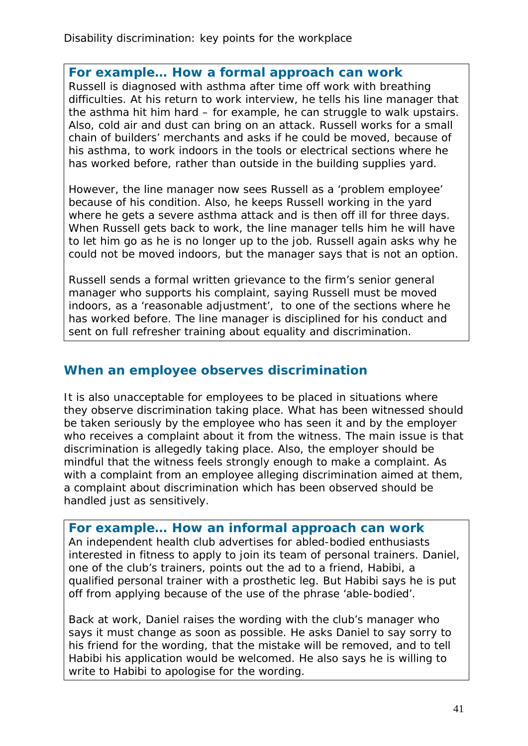### For example… How a formal approach can work

Russell is diagnosed with asthma after time off work with breathing difficulties. At his return to work interview, he tells his line manager that the asthma hit him hard – for example, he can struggle to walk upstairs. Also, cold air and dust can bring on an attack. Russell works for a small chain of builders' merchants and asks if he could be moved, because of his asthma, to work indoors in the tools or electrical sections where he has worked before, rather than outside in the building supplies yard.

However, the line manager now sees Russell as a 'problem employee' because of his condition. Also, he keeps Russell working in the yard where he gets a severe asthma attack and is then off ill for three days. When Russell gets back to work, the line manager tells him he will have to let him go as he is no longer up to the job. Russell again asks why he could not be moved indoors, but the manager says that is not an option.

Russell sends a formal written grievance to the firm's senior general manager who supports his complaint, saying Russell must be moved indoors, as a 'reasonable adjustment', to one of the sections where he has worked before. The line manager is disciplined for his conduct and sent on full refresher training about equality and discrimination.

## When an employee observes discrimination

It is also unacceptable for employees to be placed in situations where they observe discrimination taking place. What has been witnessed should be taken seriously by the employee who has seen it and by the employer who receives a complaint about it from the witness. The main issue is that discrimination is allegedly taking place. Also, the employer should be mindful that the witness feels strongly enough to make a complaint. As with a complaint from an employee alleging discrimination aimed at them, a complaint about discrimination which has been observed should be handled just as sensitively.

### For example… How an informal approach can work

An independent health club advertises for abled-bodied enthusiasts interested in fitness to apply to join its team of personal trainers. Daniel, one of the club's trainers, points out the ad to a friend, Habibi, a qualified personal trainer with a prosthetic leg. But Habibi says he is put off from applying because of the use of the phrase 'able-bodied'.

Back at work, Daniel raises the wording with the club's manager who says it must change as soon as possible. He asks Daniel to say sorry to his friend for the wording, that the mistake will be removed, and to tell Habibi his application would be welcomed. He also says he is willing to write to Habibi to apologise for the wording.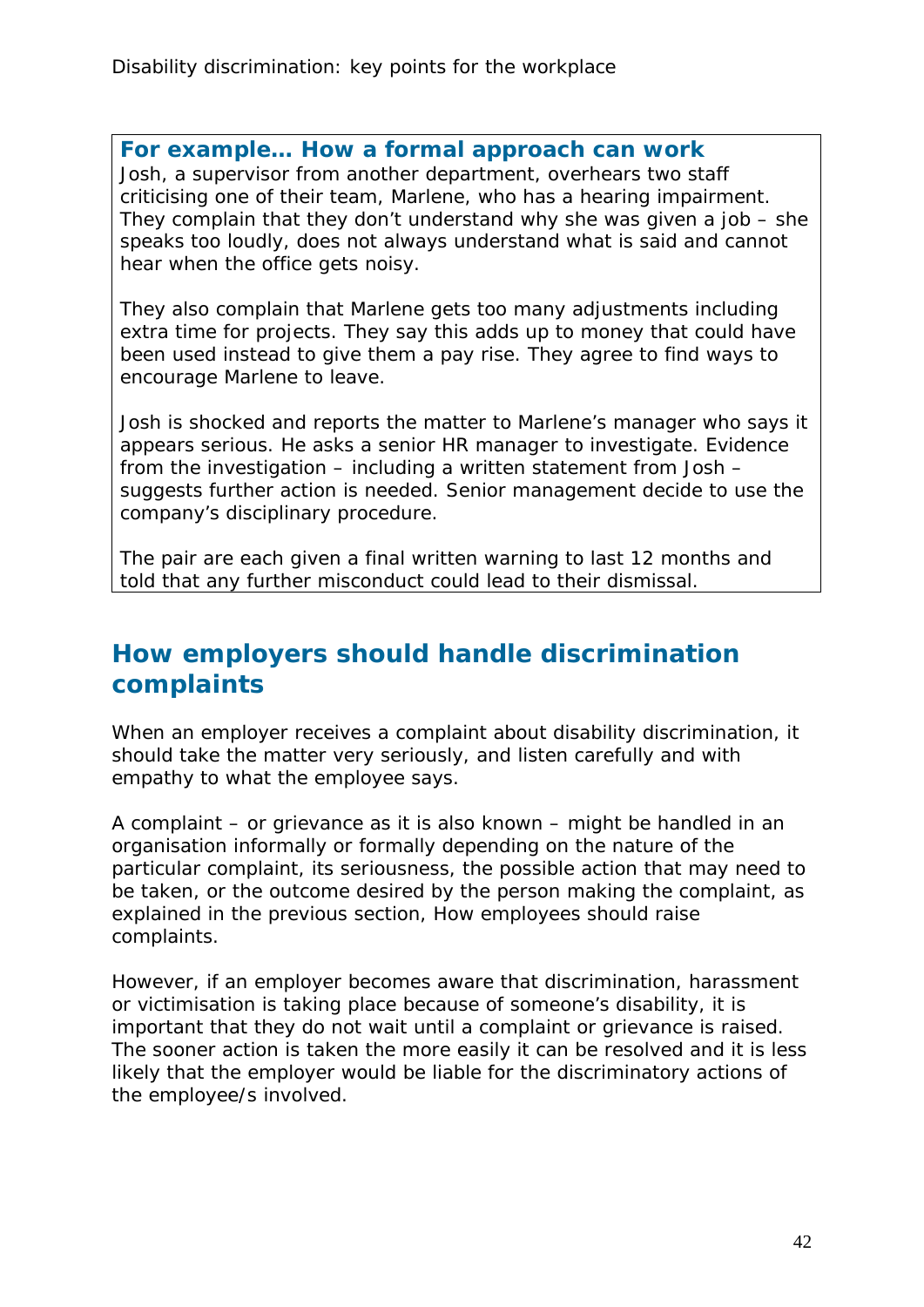**For example… How a formal approach can work**

Josh, a supervisor from another department, overhears two staff criticising one of their team, Marlene, who has a hearing impairment. They complain that they don't understand why she was given a job – she speaks too loudly, does not always understand what is said and cannot hear when the office gets noisy.

They also complain that Marlene gets too many adjustments including extra time for projects. They say this adds up to money that could have been used instead to give them a pay rise. They agree to find ways to encourage Marlene to leave.

Josh is shocked and reports the matter to Marlene's manager who says it appears serious. He asks a senior HR manager to investigate. Evidence from the investigation – including a written statement from Josh – suggests further action is needed. Senior management decide to use the company's disciplinary procedure.

The pair are each given a final written warning to last 12 months and told that any further misconduct could lead to their dismissal.

## How employers should handle discrimination complaints

When an employer receives a complaint about disability discrimination, it should take the matter very seriously, and listen carefully and with empathy to what the employee says.

A complaint – or grievance as it is also known – might be handled in an organisation informally or formally depending on the nature of the particular complaint, its seriousness, the possible action that may need to be taken, or the outcome desired by the person making the complaint, as explained in the previous section, How employees should raise complaints.

However, if an employer becomes aware that discrimination, harassment or victimisation is taking place because of someone's disability, it is important that they do not wait until a complaint or grievance is raised. The sooner action is taken the more easily it can be resolved and it is less likely that the employer would be liable for the discriminatory actions of the employee/s involved.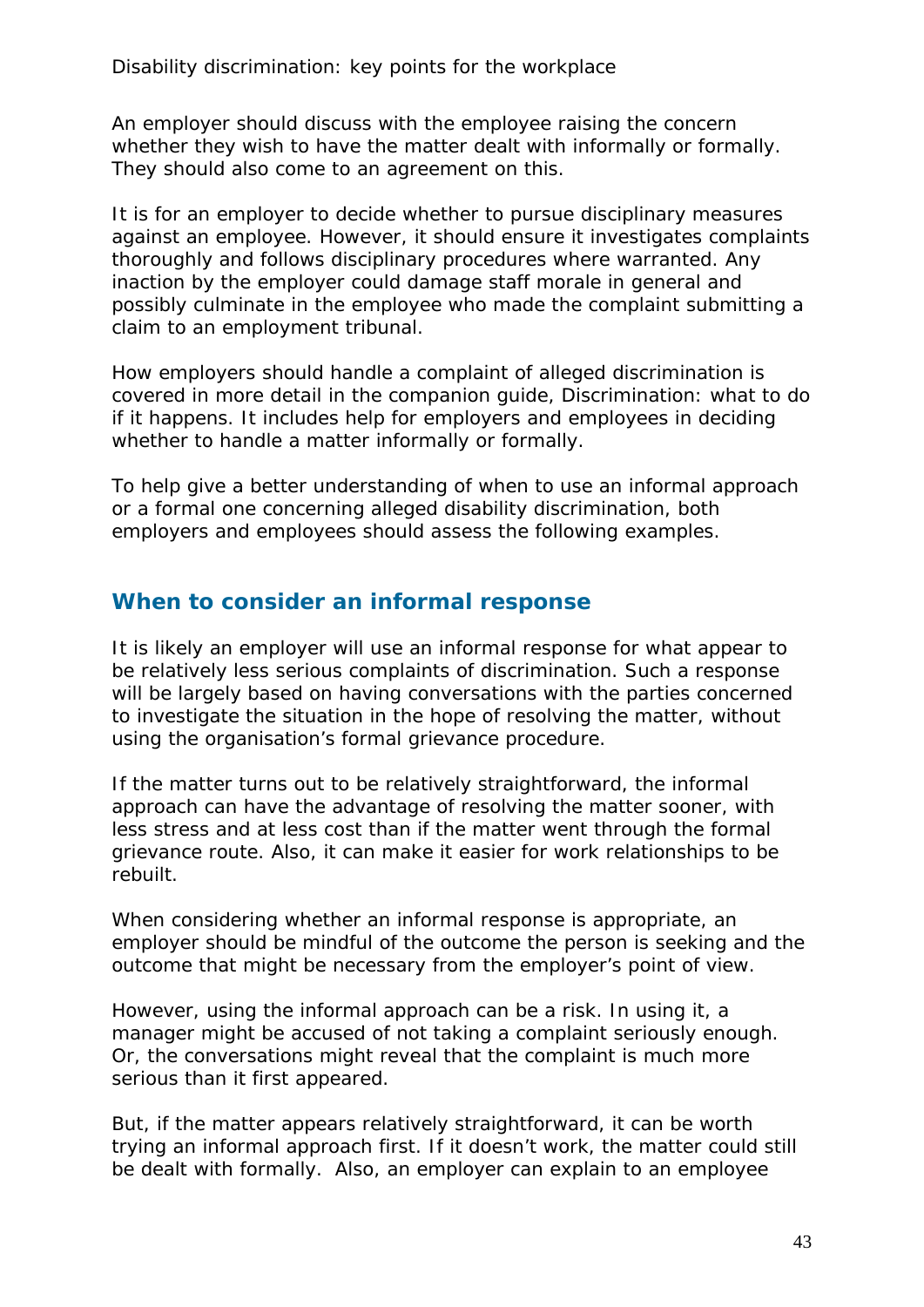An employer should discuss with the employee raising the concern whether they wish to have the matter dealt with informally or formally. They should also come to an agreement on this.

It is for an employer to decide whether to pursue disciplinary measures against an employee. However, it should ensure it investigates complaints thoroughly and follows disciplinary procedures where warranted. Any inaction by the employer could damage staff morale in general and possibly culminate in the employee who made the complaint submitting a claim to an employment tribunal.

How employers should handle a complaint of alleged discrimination is covered in more detail in the companion guide, Discrimination: what to do if it happens. It includes help for employers and employees in deciding whether to handle a matter informally or formally.

To help give a better understanding of when to use an informal approach or a formal one concerning alleged disability discrimination, both employers and employees should assess the following examples.

## When to consider an informal response

It is likely an employer will use an informal response for what appear to be relatively less serious complaints of discrimination. Such a response will be largely based on having conversations with the parties concerned to investigate the situation in the hope of resolving the matter, without using the organisation's formal grievance procedure.

If the matter turns out to be relatively straightforward, the informal approach can have the advantage of resolving the matter sooner, with less stress and at less cost than if the matter went through the formal grievance route. Also, it can make it easier for work relationships to be rebuilt.

When considering whether an informal response is appropriate, an employer should be mindful of the outcome the person is seeking and the outcome that might be necessary from the employer's point of view.

However, using the informal approach can be a risk. In using it, a manager might be accused of not taking a complaint seriously enough. Or, the conversations might reveal that the complaint is much more serious than it first appeared.

But, if the matter appears relatively straightforward, it can be worth trying an informal approach first. If it doesn't work, the matter could still be dealt with formally. Also, an employer can explain to an employee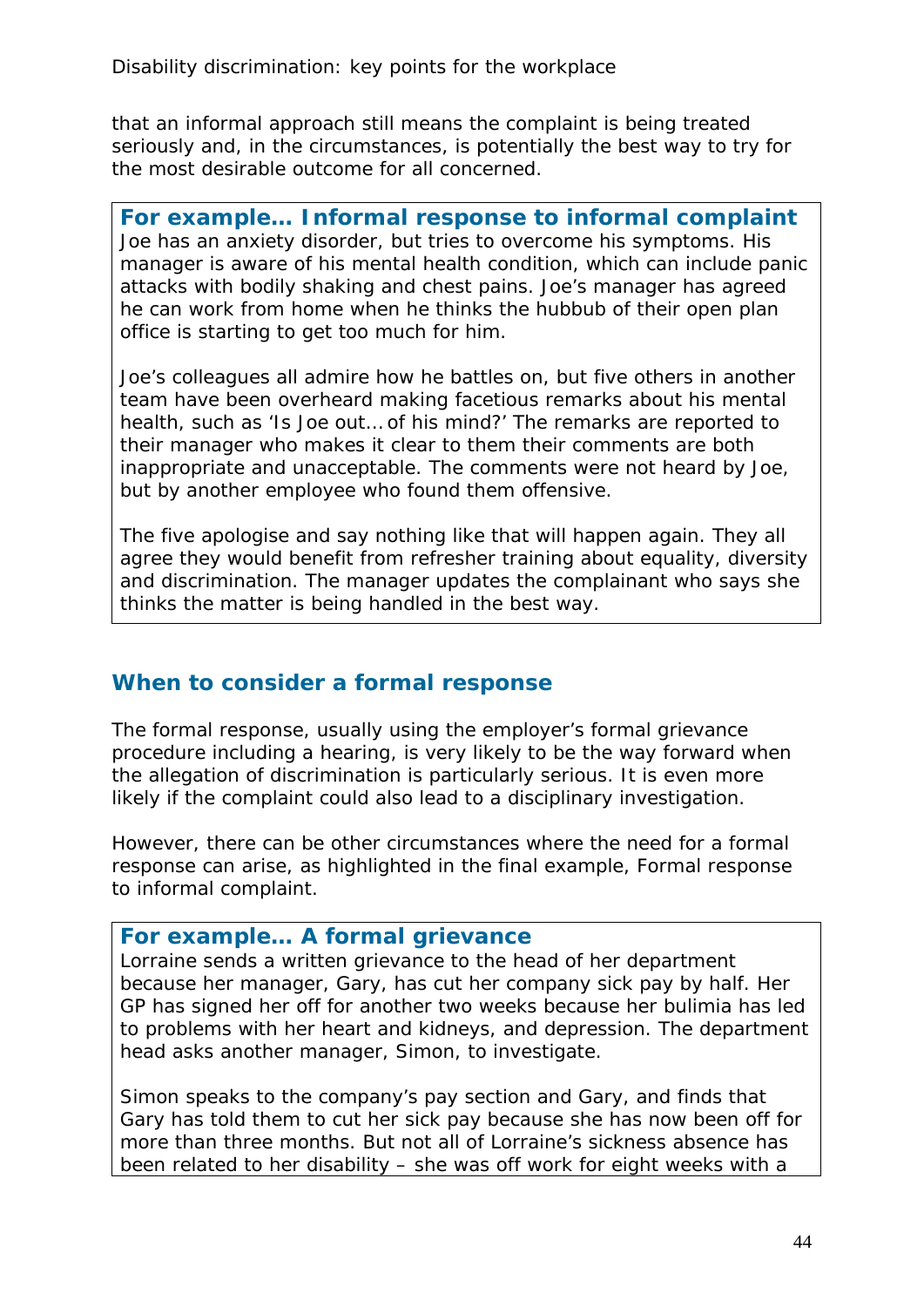that an informal approach still means the complaint is being treated seriously and, in the circumstances, is potentially the best way to try for the most desirable outcome for all concerned.

> **For example… Informal response to informal complaint**
> Joe has an anxiety disorder, but tries to overcome his symptoms. His manager is aware of his mental health condition, which can include panic attacks with bodily shaking and chest pains. Joe's manager has agreed he can work from home when he thinks the hubbub of their open plan office is starting to get too much for him.
>
> Joe's colleagues all admire how he battles on, but five others in another team have been overheard making facetious remarks about his mental health, such as 'Is Joe out… of his mind?' The remarks are reported to their manager who makes it clear to them their comments are both inappropriate and unacceptable. The comments were not heard by Joe, but by another employee who found them offensive.
>
> The five apologise and say nothing like that will happen again. They all agree they would benefit from refresher training about equality, diversity and discrimination. The manager updates the complainant who says she thinks the matter is being handled in the best way.

## When to consider a formal response

The formal response, usually using the employer's formal grievance procedure including a hearing, is very likely to be the way forward when the allegation of discrimination is particularly serious. It is even more likely if the complaint could also lead to a disciplinary investigation.

However, there can be other circumstances where the need for a formal response can arise, as highlighted in the final example, Formal response to informal complaint.

> **For example… A formal grievance**
> Lorraine sends a written grievance to the head of her department because her manager, Gary, has cut her company sick pay by half. Her GP has signed her off for another two weeks because her bulimia has led to problems with her heart and kidneys, and depression. The department head asks another manager, Simon, to investigate.
>
> Simon speaks to the company's pay section and Gary, and finds that Gary has told them to cut her sick pay because she has now been off for more than three months. But not all of Lorraine's sickness absence has been related to her disability – she was off work for eight weeks with a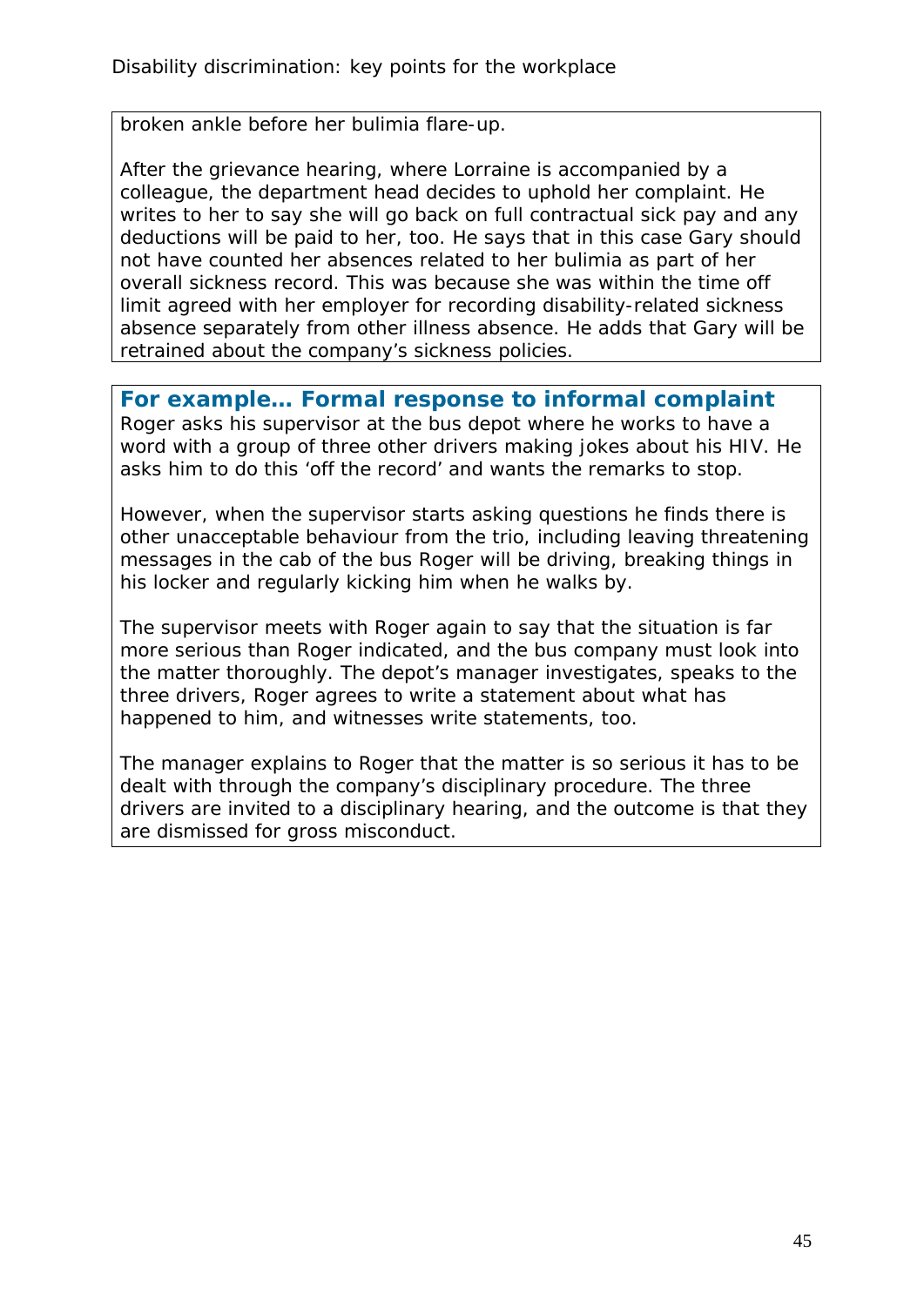broken ankle before her bulimia flare-up.

After the grievance hearing, where Lorraine is accompanied by a colleague, the department head decides to uphold her complaint. He writes to her to say she will go back on full contractual sick pay and any deductions will be paid to her, too. He says that in this case Gary should not have counted her absences related to her bulimia as part of her overall sickness record. This was because she was within the time off limit agreed with her employer for recording disability-related sickness absence separately from other illness absence. He adds that Gary will be retrained about the company's sickness policies.

### For example… Formal response to informal complaint

Roger asks his supervisor at the bus depot where he works to have a word with a group of three other drivers making jokes about his HIV. He asks him to do this 'off the record' and wants the remarks to stop.

However, when the supervisor starts asking questions he finds there is other unacceptable behaviour from the trio, including leaving threatening messages in the cab of the bus Roger will be driving, breaking things in his locker and regularly kicking him when he walks by.

The supervisor meets with Roger again to say that the situation is far more serious than Roger indicated, and the bus company must look into the matter thoroughly. The depot's manager investigates, speaks to the three drivers, Roger agrees to write a statement about what has happened to him, and witnesses write statements, too.

The manager explains to Roger that the matter is so serious it has to be dealt with through the company's disciplinary procedure. The three drivers are invited to a disciplinary hearing, and the outcome is that they are dismissed for gross misconduct.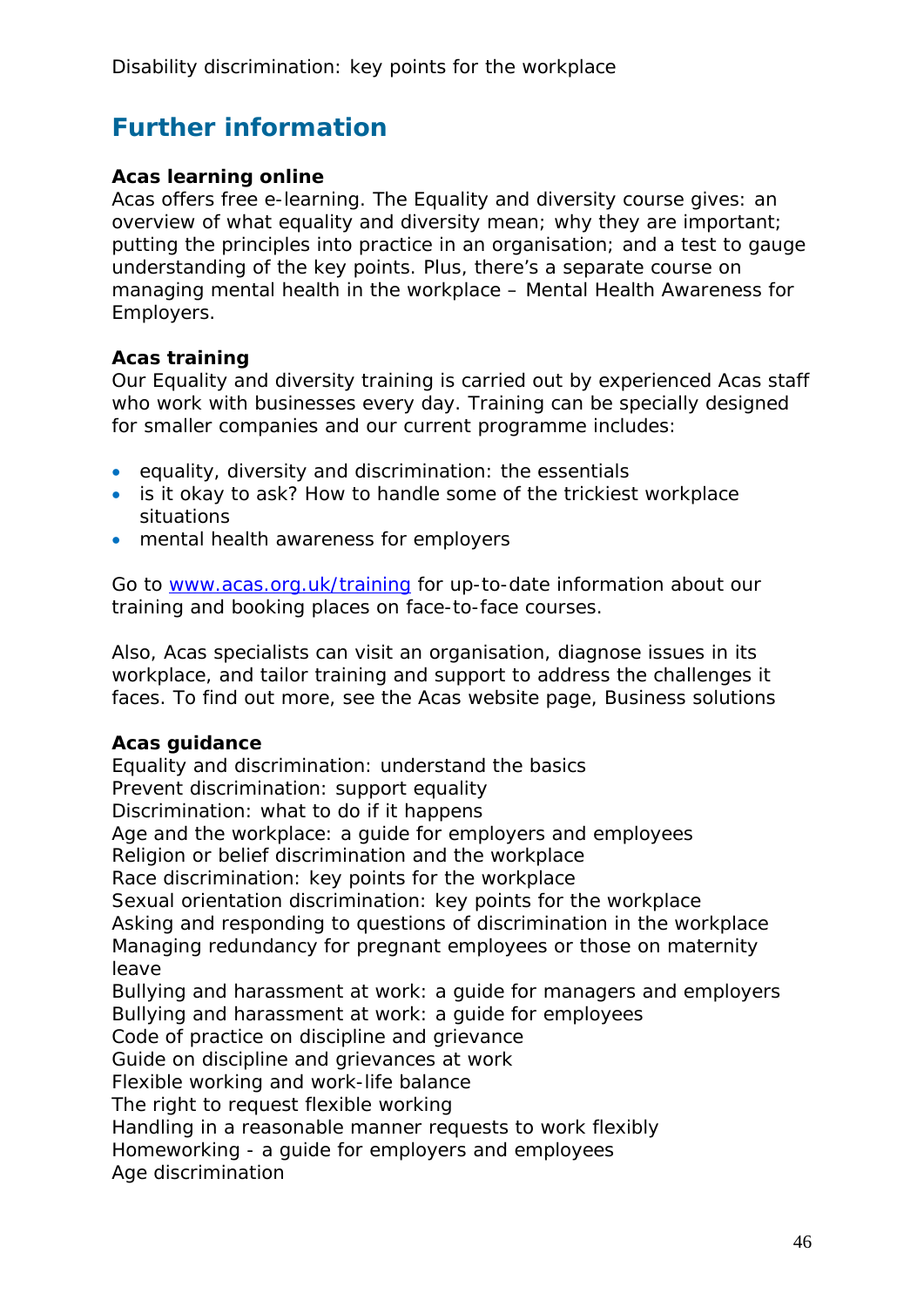## Further information

**Acas learning online**
Acas offers free e-learning. The Equality and diversity course gives: an overview of what equality and diversity mean; why they are important; putting the principles into practice in an organisation; and a test to gauge understanding of the key points. Plus, there's a separate course on managing mental health in the workplace – Mental Health Awareness for Employers.

**Acas training**
Our Equality and diversity training is carried out by experienced Acas staff who work with businesses every day. Training can be specially designed for smaller companies and our current programme includes:

- equality, diversity and discrimination: the essentials
- is it okay to ask? How to handle some of the trickiest workplace situations
- mental health awareness for employers

Go to [www.acas.org.uk/training](www.acas.org.uk/training) for up-to-date information about our training and booking places on face-to-face courses.

Also, Acas specialists can visit an organisation, diagnose issues in its workplace, and tailor training and support to address the challenges it faces. To find out more, see the Acas website page, Business solutions

**Acas guidance**
Equality and discrimination: understand the basics
Prevent discrimination: support equality
Discrimination: what to do if it happens
Age and the workplace: a guide for employers and employees
Religion or belief discrimination and the workplace
Race discrimination: key points for the workplace
Sexual orientation discrimination: key points for the workplace
Asking and responding to questions of discrimination in the workplace
Managing redundancy for pregnant employees or those on maternity leave
Bullying and harassment at work: a guide for managers and employers
Bullying and harassment at work: a guide for employees
Code of practice on discipline and grievance
Guide on discipline and grievances at work
Flexible working and work-life balance
The right to request flexible working
Handling in a reasonable manner requests to work flexibly
Homeworking - a guide for employers and employees
Age discrimination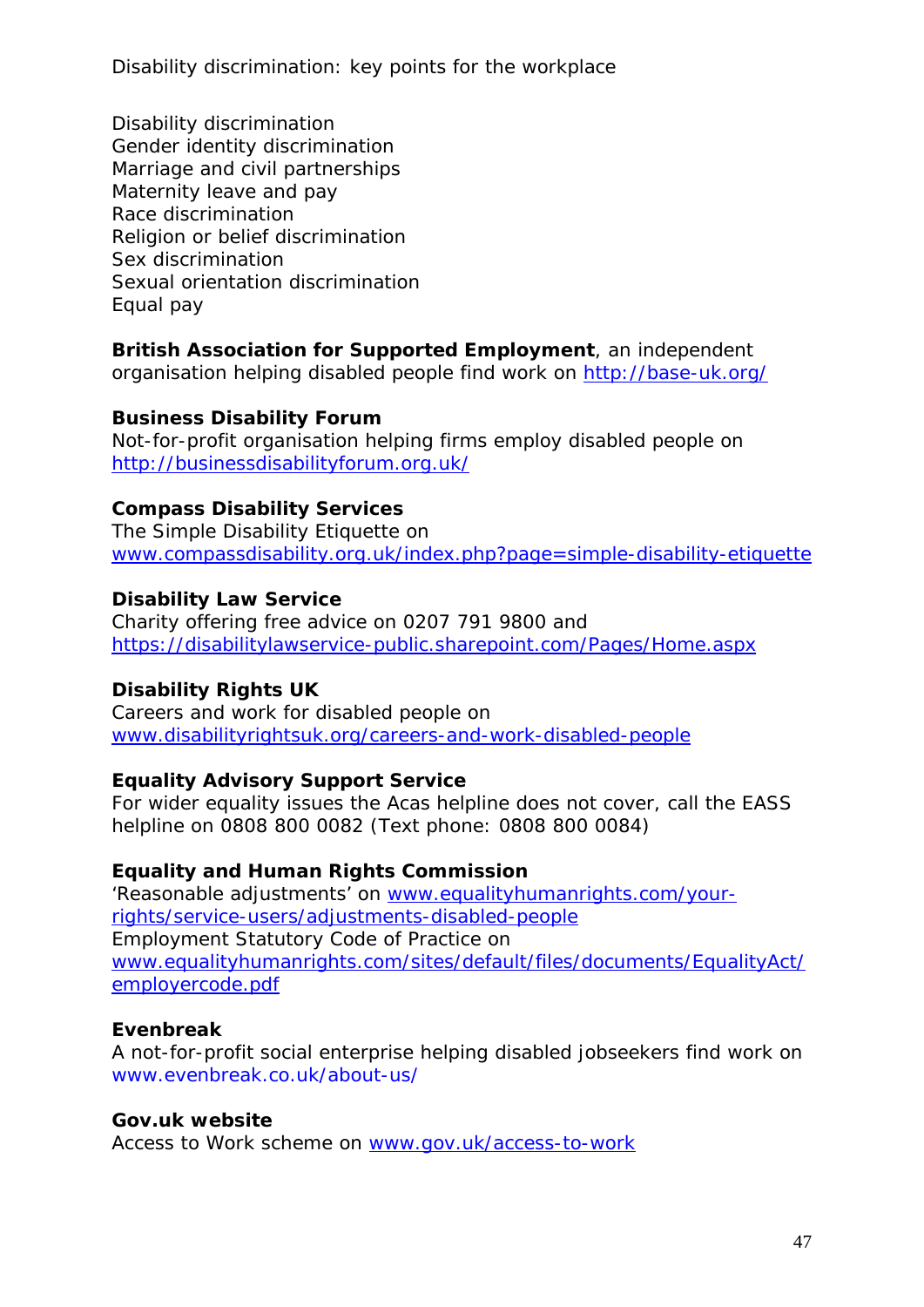Disability discrimination: key points for the workplace

Disability discrimination
Gender identity discrimination
Marriage and civil partnerships
Maternity leave and pay
Race discrimination
Religion or belief discrimination
Sex discrimination
Sexual orientation discrimination
Equal pay

**British Association for Supported Employment**, an independent organisation helping disabled people find work on http://base-uk.org/

**Business Disability Forum**
Not-for-profit organisation helping firms employ disabled people on http://businessdisabilityforum.org.uk/

**Compass Disability Services**
The Simple Disability Etiquette on www.compassdisability.org.uk/index.php?page=simple-disability-etiquette

**Disability Law Service**
Charity offering free advice on 0207 791 9800 and https://disabilitylawservice-public.sharepoint.com/Pages/Home.aspx

**Disability Rights UK**
Careers and work for disabled people on www.disabilityrightsuk.org/careers-and-work-disabled-people

**Equality Advisory Support Service**
For wider equality issues the Acas helpline does not cover, call the EASS helpline on 0808 800 0082 (Text phone: 0808 800 0084)

**Equality and Human Rights Commission**
'Reasonable adjustments' on www.equalityhumanrights.com/your-rights/service-users/adjustments-disabled-people
Employment Statutory Code of Practice on www.equalityhumanrights.com/sites/default/files/documents/EqualityAct/employercode.pdf

**Evenbreak**
A not-for-profit social enterprise helping disabled jobseekers find work on www.evenbreak.co.uk/about-us/

**Gov.uk website**
Access to Work scheme on www.gov.uk/access-to-work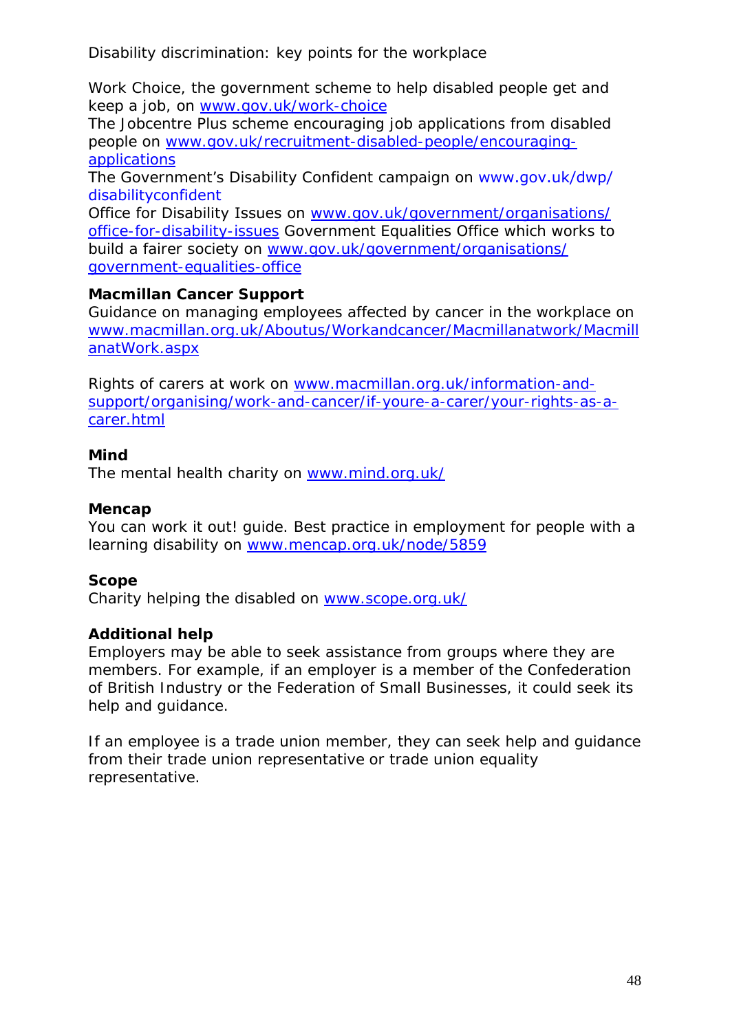Work Choice, the government scheme to help disabled people get and keep a job, on www.gov.uk/work-choice
The Jobcentre Plus scheme encouraging job applications from disabled people on www.gov.uk/recruitment-disabled-people/encouraging-applications
The Government's Disability Confident campaign on www.gov.uk/dwp/disabilityconfident
Office for Disability Issues on www.gov.uk/government/organisations/office-for-disability-issues Government Equalities Office which works to build a fairer society on www.gov.uk/government/organisations/government-equalities-office

**Macmillan Cancer Support**
Guidance on managing employees affected by cancer in the workplace on www.macmillan.org.uk/Aboutus/Workandcancer/Macmillanatwork/MacmillanatWork.aspx

Rights of carers at work on www.macmillan.org.uk/information-and-support/organising/work-and-cancer/if-youre-a-carer/your-rights-as-a-carer.html

**Mind**
The mental health charity on www.mind.org.uk/

**Mencap**
You can work it out! guide. Best practice in employment for people with a learning disability on www.mencap.org.uk/node/5859

**Scope**
Charity helping the disabled on www.scope.org.uk/

**Additional help**
Employers may be able to seek assistance from groups where they are members. For example, if an employer is a member of the Confederation of British Industry or the Federation of Small Businesses, it could seek its help and guidance.

If an employee is a trade union member, they can seek help and guidance from their trade union representative or trade union equality representative.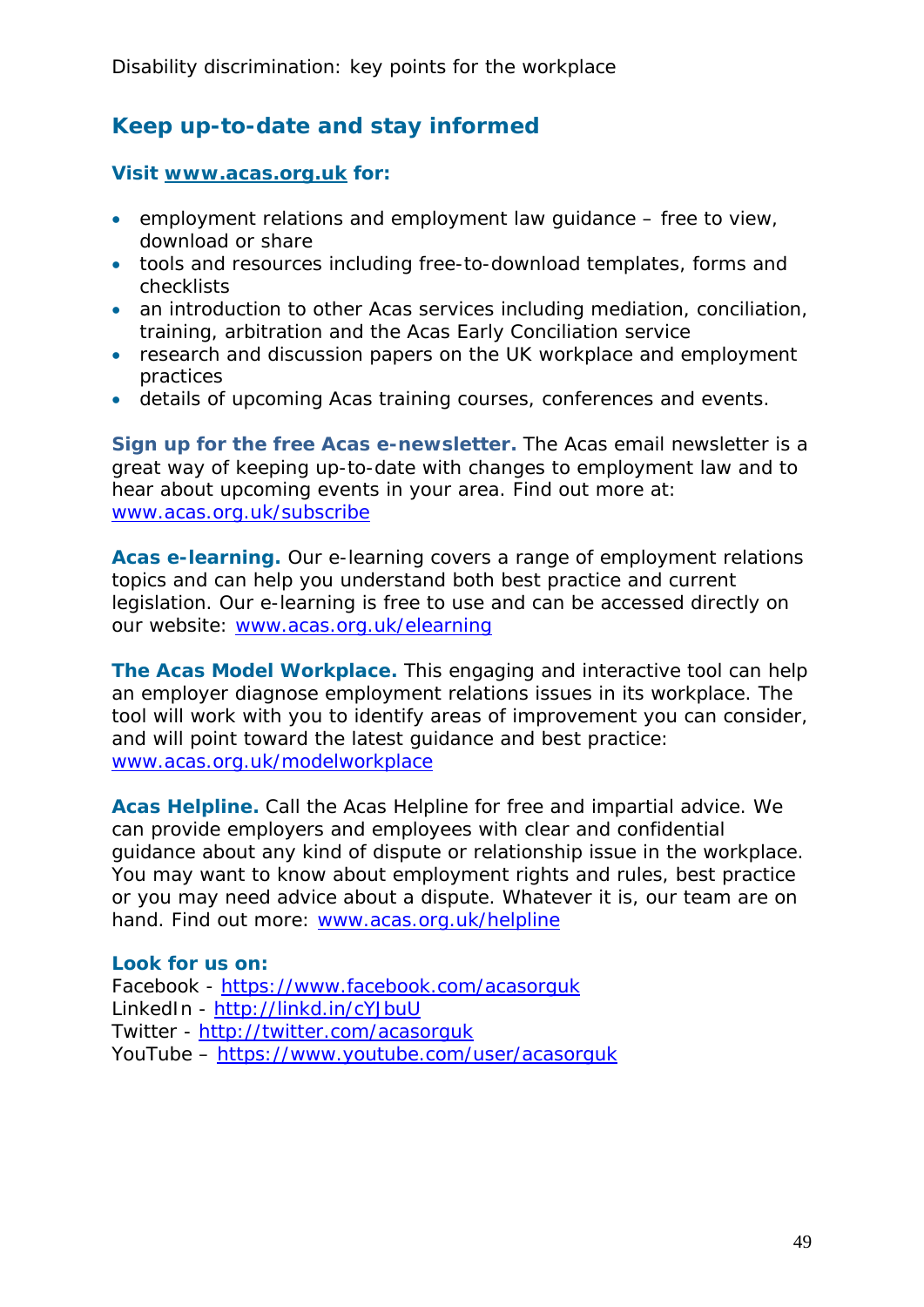## Keep up-to-date and stay informed

**Visit [www.acas.org.uk](www.acas.org.uk) for:**

- employment relations and employment law guidance – free to view, download or share
- tools and resources including free-to-download templates, forms and checklists
- an introduction to other Acas services including mediation, conciliation, training, arbitration and the Acas Early Conciliation service
- research and discussion papers on the UK workplace and employment practices
- details of upcoming Acas training courses, conferences and events.

**Sign up for the free Acas e-newsletter.** The Acas email newsletter is a great way of keeping up-to-date with changes to employment law and to hear about upcoming events in your area. Find out more at: [www.acas.org.uk/subscribe](www.acas.org.uk/subscribe)

**Acas e-learning.** Our e-learning covers a range of employment relations topics and can help you understand both best practice and current legislation. Our e-learning is free to use and can be accessed directly on our website: [www.acas.org.uk/elearning](www.acas.org.uk/elearning)

**The Acas Model Workplace.** This engaging and interactive tool can help an employer diagnose employment relations issues in its workplace. The tool will work with you to identify areas of improvement you can consider, and will point toward the latest guidance and best practice: [www.acas.org.uk/modelworkplace](www.acas.org.uk/modelworkplace)

**Acas Helpline.** Call the Acas Helpline for free and impartial advice. We can provide employers and employees with clear and confidential guidance about any kind of dispute or relationship issue in the workplace. You may want to know about employment rights and rules, best practice or you may need advice about a dispute. Whatever it is, our team are on hand. Find out more: [www.acas.org.uk/helpline](www.acas.org.uk/helpline)

**Look for us on:**

Facebook - [https://www.facebook.com/acasorguk](https://www.facebook.com/acasorguk)
LinkedIn - [http://linkd.in/cYJbuU](http://linkd.in/cYJbuU)
Twitter - [http://twitter.com/acasorguk](http://twitter.com/acasorguk)
YouTube – [https://www.youtube.com/user/acasorguk](https://www.youtube.com/user/acasorguk)